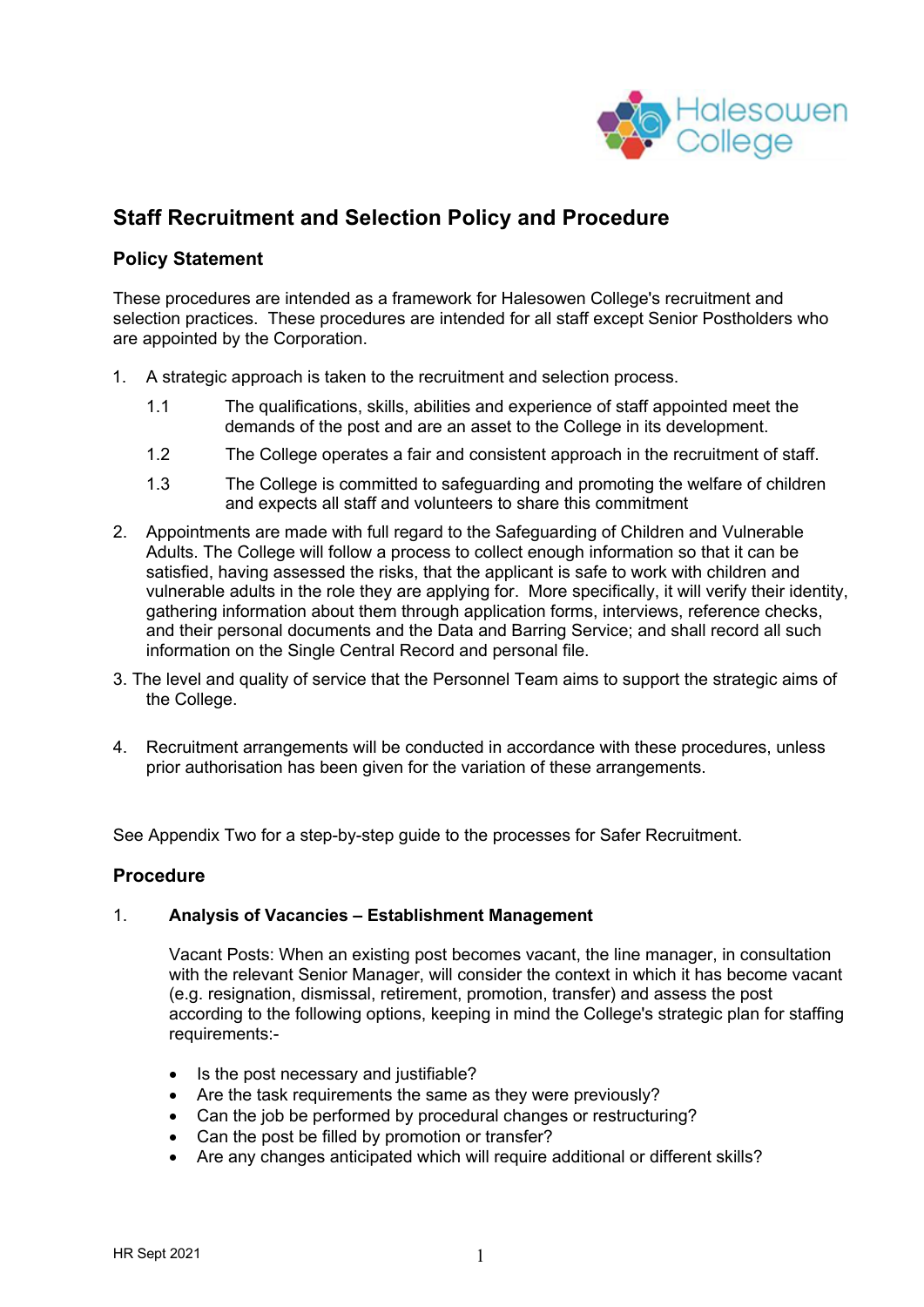# Staff Recruitment and Selection Policy and Procedure

## Policy Statement

These procedures are intended as a framework for Halesowen College's recruitment and selection practices. These procedures are intended for all staff except Senior Postholders who are appointed by the Corporation.

1. A strategic approach is taken to the recruitment and selection process.

   1.1 The qualifications, skills, abilities and experience of staff appointed meet the demands of the post and are an asset to the College in its development.

   1.2 The College operates a fair and consistent approach in the recruitment of staff.

   1.3 The College is committed to safeguarding and promoting the welfare of children and expects all staff and volunteers to share this commitment

2. Appointments are made with full regard to the Safeguarding of Children and Vulnerable Adults. The College will follow a process to collect enough information so that it can be satisfied, having assessed the risks, that the applicant is safe to work with children and vulnerable adults in the role they are applying for. More specifically, it will verify their identity, gathering information about them through application forms, interviews, reference checks, and their personal documents and the Data and Barring Service; and shall record all such information on the Single Central Record and personal file.

3. The level and quality of service that the Personnel Team aims to support the strategic aims of the College.

4. Recruitment arrangements will be conducted in accordance with these procedures, unless prior authorisation has been given for the variation of these arrangements.

See Appendix Two for a step-by-step guide to the processes for Safer Recruitment.

## Procedure

### 1. Analysis of Vacancies – Establishment Management

Vacant Posts: When an existing post becomes vacant, the line manager, in consultation with the relevant Senior Manager, will consider the context in which it has become vacant (e.g. resignation, dismissal, retirement, promotion, transfer) and assess the post according to the following options, keeping in mind the College's strategic plan for staffing requirements:-

- Is the post necessary and justifiable?
- Are the task requirements the same as they were previously?
- Can the job be performed by procedural changes or restructuring?
- Can the post be filled by promotion or transfer?
- Are any changes anticipated which will require additional or different skills?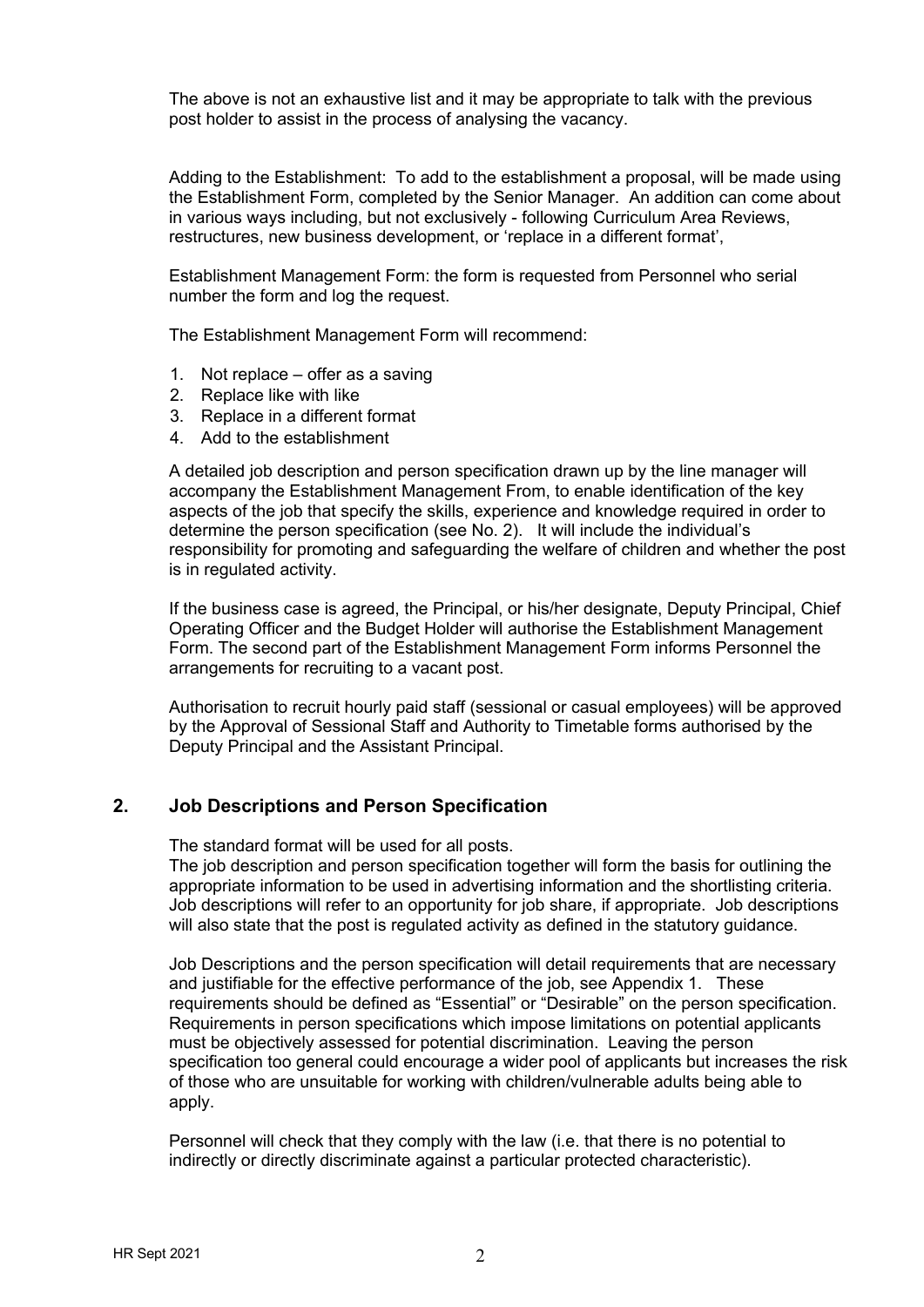The above is not an exhaustive list and it may be appropriate to talk with the previous post holder to assist in the process of analysing the vacancy.

Adding to the Establishment: To add to the establishment a proposal, will be made using the Establishment Form, completed by the Senior Manager. An addition can come about in various ways including, but not exclusively - following Curriculum Area Reviews, restructures, new business development, or 'replace in a different format',

Establishment Management Form: the form is requested from Personnel who serial number the form and log the request.

The Establishment Management Form will recommend:

1. Not replace – offer as a saving
2. Replace like with like
3. Replace in a different format
4. Add to the establishment

A detailed job description and person specification drawn up by the line manager will accompany the Establishment Management From, to enable identification of the key aspects of the job that specify the skills, experience and knowledge required in order to determine the person specification (see No. 2). It will include the individual's responsibility for promoting and safeguarding the welfare of children and whether the post is in regulated activity.

If the business case is agreed, the Principal, or his/her designate, Deputy Principal, Chief Operating Officer and the Budget Holder will authorise the Establishment Management Form. The second part of the Establishment Management Form informs Personnel the arrangements for recruiting to a vacant post.

Authorisation to recruit hourly paid staff (sessional or casual employees) will be approved by the Approval of Sessional Staff and Authority to Timetable forms authorised by the Deputy Principal and the Assistant Principal.

## 2. Job Descriptions and Person Specification

The standard format will be used for all posts.
The job description and person specification together will form the basis for outlining the appropriate information to be used in advertising information and the shortlisting criteria. Job descriptions will refer to an opportunity for job share, if appropriate. Job descriptions will also state that the post is regulated activity as defined in the statutory guidance.

Job Descriptions and the person specification will detail requirements that are necessary and justifiable for the effective performance of the job, see Appendix 1. These requirements should be defined as "Essential" or "Desirable" on the person specification. Requirements in person specifications which impose limitations on potential applicants must be objectively assessed for potential discrimination. Leaving the person specification too general could encourage a wider pool of applicants but increases the risk of those who are unsuitable for working with children/vulnerable adults being able to apply.

Personnel will check that they comply with the law (i.e. that there is no potential to indirectly or directly discriminate against a particular protected characteristic).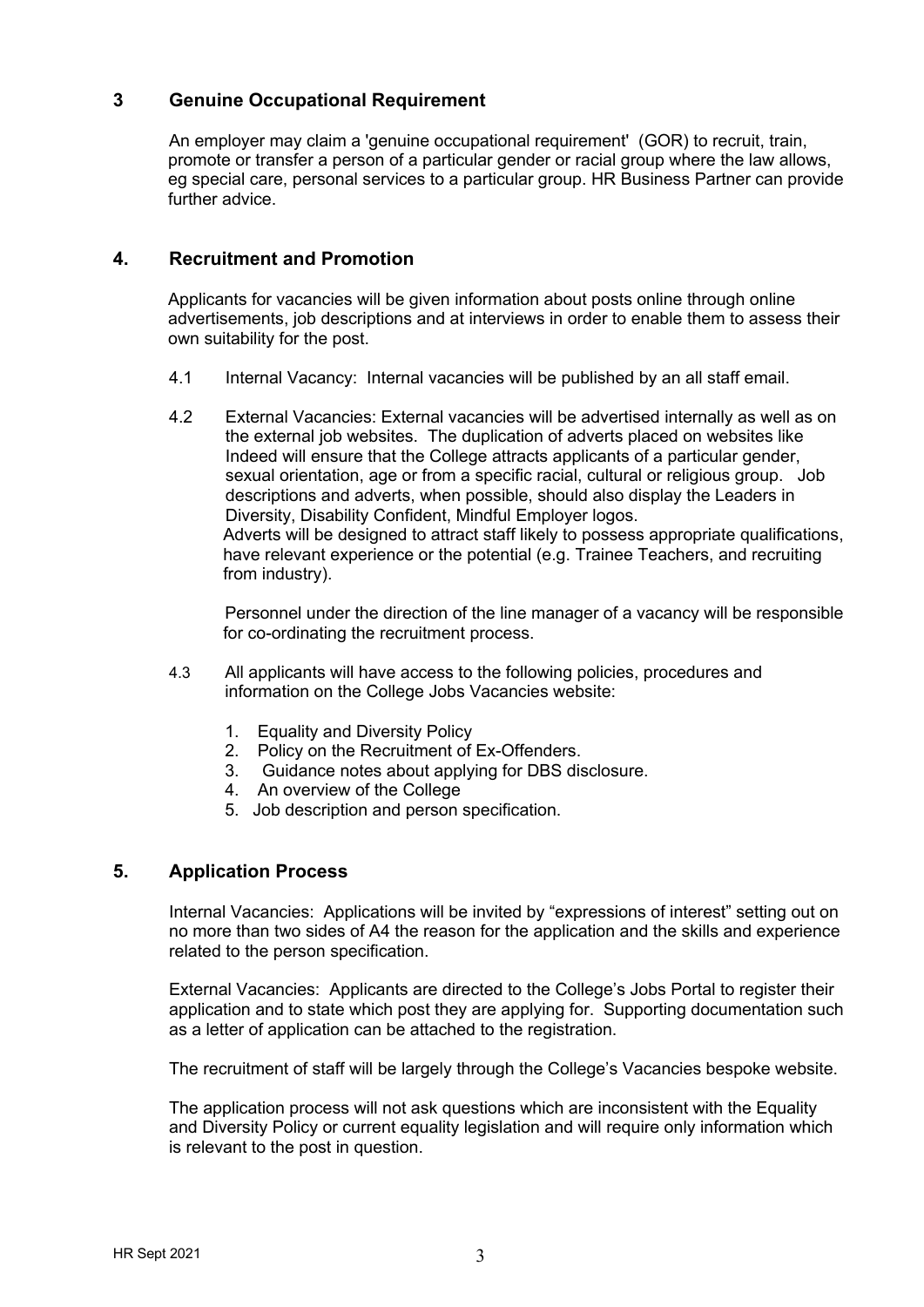## 3 Genuine Occupational Requirement

An employer may claim a 'genuine occupational requirement' (GOR) to recruit, train, promote or transfer a person of a particular gender or racial group where the law allows, eg special care, personal services to a particular group. HR Business Partner can provide further advice.

## 4. Recruitment and Promotion

Applicants for vacancies will be given information about posts online through online advertisements, job descriptions and at interviews in order to enable them to assess their own suitability for the post.

4.1 Internal Vacancy: Internal vacancies will be published by an all staff email.

4.2 External Vacancies: External vacancies will be advertised internally as well as on the external job websites. The duplication of adverts placed on websites like Indeed will ensure that the College attracts applicants of a particular gender, sexual orientation, age or from a specific racial, cultural or religious group. Job descriptions and adverts, when possible, should also display the Leaders in Diversity, Disability Confident, Mindful Employer logos.
Adverts will be designed to attract staff likely to possess appropriate qualifications, have relevant experience or the potential (e.g. Trainee Teachers, and recruiting from industry).

Personnel under the direction of the line manager of a vacancy will be responsible for co-ordinating the recruitment process.

4.3 All applicants will have access to the following policies, procedures and information on the College Jobs Vacancies website:

1. Equality and Diversity Policy
2. Policy on the Recruitment of Ex-Offenders.
3. Guidance notes about applying for DBS disclosure.
4. An overview of the College
5. Job description and person specification.

## 5. Application Process

Internal Vacancies: Applications will be invited by "expressions of interest" setting out on no more than two sides of A4 the reason for the application and the skills and experience related to the person specification.

External Vacancies: Applicants are directed to the College's Jobs Portal to register their application and to state which post they are applying for. Supporting documentation such as a letter of application can be attached to the registration.

The recruitment of staff will be largely through the College's Vacancies bespoke website.

The application process will not ask questions which are inconsistent with the Equality and Diversity Policy or current equality legislation and will require only information which is relevant to the post in question.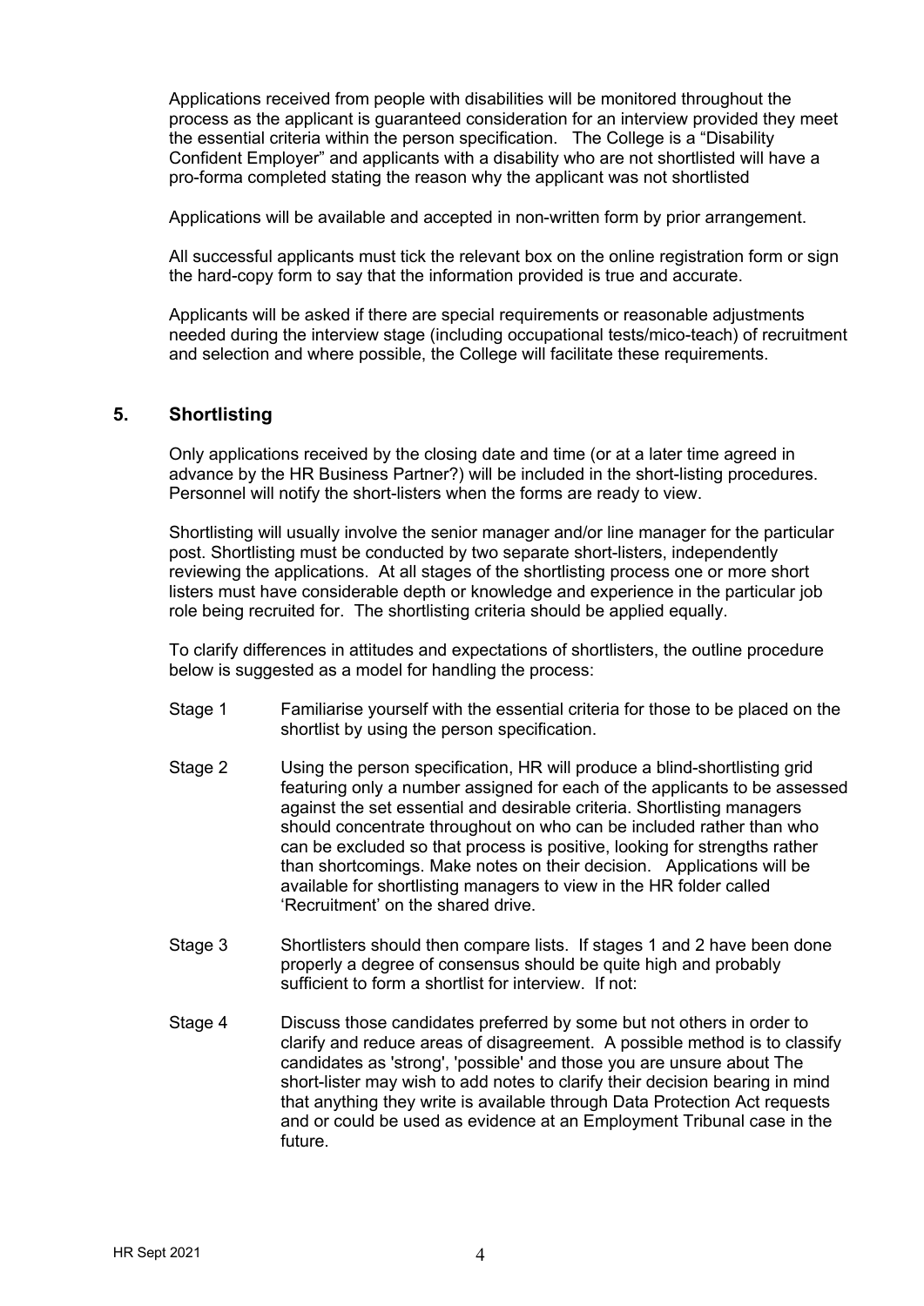Applications received from people with disabilities will be monitored throughout the process as the applicant is guaranteed consideration for an interview provided they meet the essential criteria within the person specification. The College is a "Disability Confident Employer" and applicants with a disability who are not shortlisted will have a pro-forma completed stating the reason why the applicant was not shortlisted

Applications will be available and accepted in non-written form by prior arrangement.

All successful applicants must tick the relevant box on the online registration form or sign the hard-copy form to say that the information provided is true and accurate.

Applicants will be asked if there are special requirements or reasonable adjustments needed during the interview stage (including occupational tests/mico-teach) of recruitment and selection and where possible, the College will facilitate these requirements.

## 5. Shortlisting

Only applications received by the closing date and time (or at a later time agreed in advance by the HR Business Partner?) will be included in the short-listing procedures. Personnel will notify the short-listers when the forms are ready to view.

Shortlisting will usually involve the senior manager and/or line manager for the particular post. Shortlisting must be conducted by two separate short-listers, independently reviewing the applications. At all stages of the shortlisting process one or more short listers must have considerable depth or knowledge and experience in the particular job role being recruited for. The shortlisting criteria should be applied equally.

To clarify differences in attitudes and expectations of shortlisters, the outline procedure below is suggested as a model for handling the process:

Stage 1 Familiarise yourself with the essential criteria for those to be placed on the shortlist by using the person specification.

Stage 2 Using the person specification, HR will produce a blind-shortlisting grid featuring only a number assigned for each of the applicants to be assessed against the set essential and desirable criteria. Shortlisting managers should concentrate throughout on who can be included rather than who can be excluded so that process is positive, looking for strengths rather than shortcomings. Make notes on their decision. Applications will be available for shortlisting managers to view in the HR folder called 'Recruitment' on the shared drive.

Stage 3 Shortlisters should then compare lists. If stages 1 and 2 have been done properly a degree of consensus should be quite high and probably sufficient to form a shortlist for interview. If not:

Stage 4 Discuss those candidates preferred by some but not others in order to clarify and reduce areas of disagreement. A possible method is to classify candidates as 'strong', 'possible' and those you are unsure about The short-lister may wish to add notes to clarify their decision bearing in mind that anything they write is available through Data Protection Act requests and or could be used as evidence at an Employment Tribunal case in the future.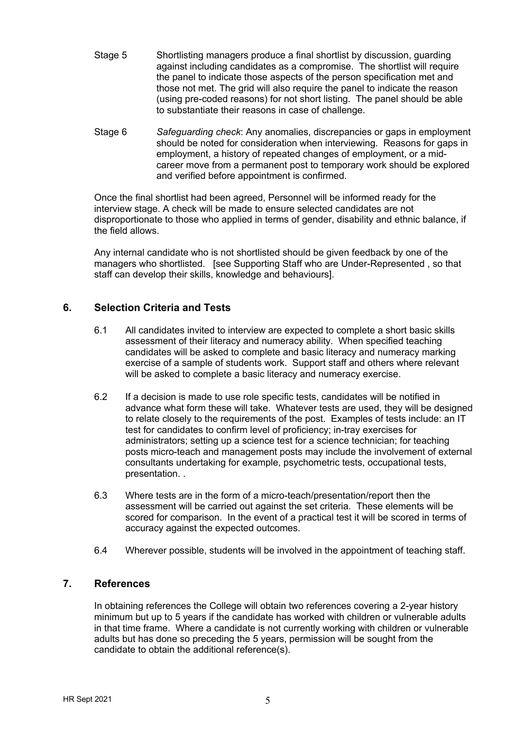Stage 5 Shortlisting managers produce a final shortlist by discussion, guarding against including candidates as a compromise. The shortlist will require the panel to indicate those aspects of the person specification met and those not met. The grid will also require the panel to indicate the reason (using pre-coded reasons) for not short listing. The panel should be able to substantiate their reasons in case of challenge.

Stage 6 *Safeguarding check*: Any anomalies, discrepancies or gaps in employment should be noted for consideration when interviewing. Reasons for gaps in employment, a history of repeated changes of employment, or a mid-career move from a permanent post to temporary work should be explored and verified before appointment is confirmed.

Once the final shortlist had been agreed, Personnel will be informed ready for the interview stage. A check will be made to ensure selected candidates are not disproportionate to those who applied in terms of gender, disability and ethnic balance, if the field allows.

Any internal candidate who is not shortlisted should be given feedback by one of the managers who shortlisted. [see Supporting Staff who are Under-Represented , so that staff can develop their skills, knowledge and behaviours].

## 6. Selection Criteria and Tests

6.1 All candidates invited to interview are expected to complete a short basic skills assessment of their literacy and numeracy ability. When specified teaching candidates will be asked to complete and basic literacy and numeracy marking exercise of a sample of students work. Support staff and others where relevant will be asked to complete a basic literacy and numeracy exercise.

6.2 If a decision is made to use role specific tests, candidates will be notified in advance what form these will take. Whatever tests are used, they will be designed to relate closely to the requirements of the post. Examples of tests include: an IT test for candidates to confirm level of proficiency; in-tray exercises for administrators; setting up a science test for a science technician; for teaching posts micro-teach and management posts may include the involvement of external consultants undertaking for example, psychometric tests, occupational tests, presentation. .

6.3 Where tests are in the form of a micro-teach/presentation/report then the assessment will be carried out against the set criteria. These elements will be scored for comparison. In the event of a practical test it will be scored in terms of accuracy against the expected outcomes.

6.4 Wherever possible, students will be involved in the appointment of teaching staff.

## 7. References

In obtaining references the College will obtain two references covering a 2-year history minimum but up to 5 years if the candidate has worked with children or vulnerable adults in that time frame. Where a candidate is not currently working with children or vulnerable adults but has done so preceding the 5 years, permission will be sought from the candidate to obtain the additional reference(s).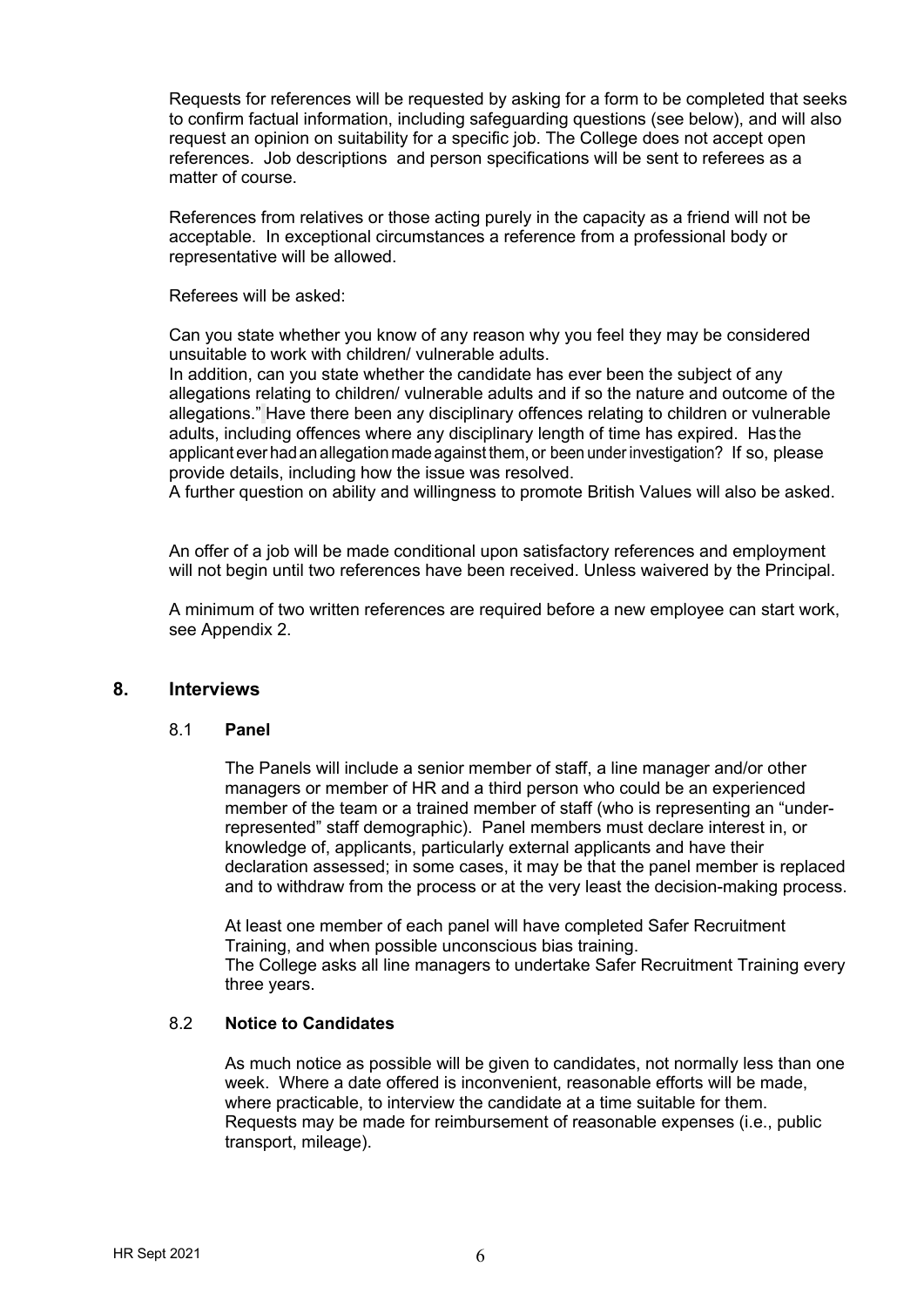Requests for references will be requested by asking for a form to be completed that seeks to confirm factual information, including safeguarding questions (see below), and will also request an opinion on suitability for a specific job. The College does not accept open references. Job descriptions and person specifications will be sent to referees as a matter of course.

References from relatives or those acting purely in the capacity as a friend will not be acceptable. In exceptional circumstances a reference from a professional body or representative will be allowed.

Referees will be asked:

Can you state whether you know of any reason why you feel they may be considered unsuitable to work with children/ vulnerable adults.
In addition, can you state whether the candidate has ever been the subject of any allegations relating to children/ vulnerable adults and if so the nature and outcome of the allegations." Have there been any disciplinary offences relating to children or vulnerable adults, including offences where any disciplinary length of time has expired. Has the applicant ever had an allegation made against them, or been under investigation? If so, please provide details, including how the issue was resolved.
A further question on ability and willingness to promote British Values will also be asked.

An offer of a job will be made conditional upon satisfactory references and employment will not begin until two references have been received. Unless waivered by the Principal.

A minimum of two written references are required before a new employee can start work, see Appendix 2.

## 8. Interviews

### 8.1 Panel

The Panels will include a senior member of staff, a line manager and/or other managers or member of HR and a third person who could be an experienced member of the team or a trained member of staff (who is representing an "under-represented" staff demographic). Panel members must declare interest in, or knowledge of, applicants, particularly external applicants and have their declaration assessed; in some cases, it may be that the panel member is replaced and to withdraw from the process or at the very least the decision-making process.

At least one member of each panel will have completed Safer Recruitment Training, and when possible unconscious bias training.
The College asks all line managers to undertake Safer Recruitment Training every three years.

### 8.2 Notice to Candidates

As much notice as possible will be given to candidates, not normally less than one week. Where a date offered is inconvenient, reasonable efforts will be made, where practicable, to interview the candidate at a time suitable for them. Requests may be made for reimbursement of reasonable expenses (i.e., public transport, mileage).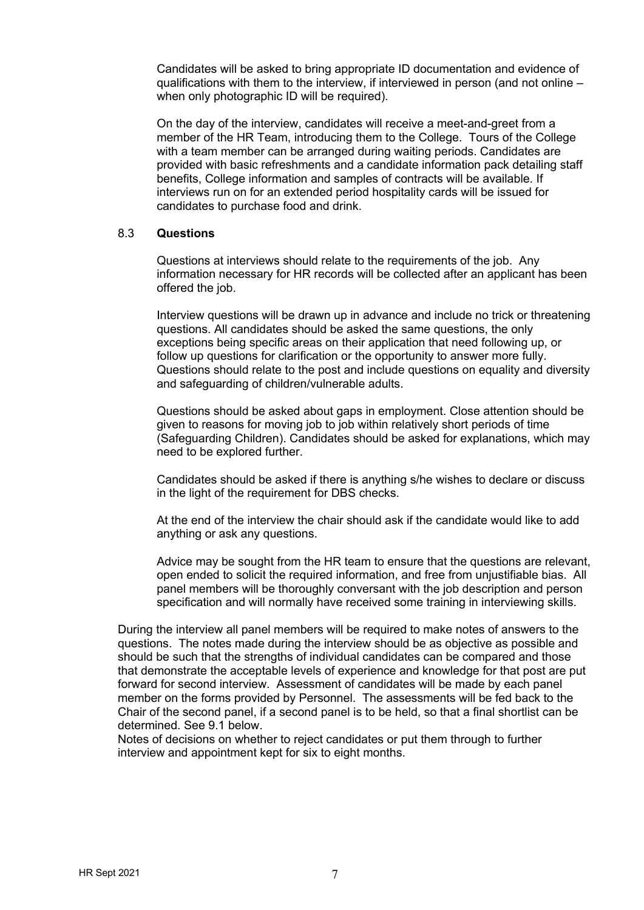Candidates will be asked to bring appropriate ID documentation and evidence of qualifications with them to the interview, if interviewed in person (and not online – when only photographic ID will be required).

On the day of the interview, candidates will receive a meet-and-greet from a member of the HR Team, introducing them to the College. Tours of the College with a team member can be arranged during waiting periods. Candidates are provided with basic refreshments and a candidate information pack detailing staff benefits, College information and samples of contracts will be available. If interviews run on for an extended period hospitality cards will be issued for candidates to purchase food and drink.

### 8.3 **Questions**

Questions at interviews should relate to the requirements of the job. Any information necessary for HR records will be collected after an applicant has been offered the job.

Interview questions will be drawn up in advance and include no trick or threatening questions. All candidates should be asked the same questions, the only exceptions being specific areas on their application that need following up, or follow up questions for clarification or the opportunity to answer more fully. Questions should relate to the post and include questions on equality and diversity and safeguarding of children/vulnerable adults.

Questions should be asked about gaps in employment. Close attention should be given to reasons for moving job to job within relatively short periods of time (Safeguarding Children). Candidates should be asked for explanations, which may need to be explored further.

Candidates should be asked if there is anything s/he wishes to declare or discuss in the light of the requirement for DBS checks.

At the end of the interview the chair should ask if the candidate would like to add anything or ask any questions.

Advice may be sought from the HR team to ensure that the questions are relevant, open ended to solicit the required information, and free from unjustifiable bias. All panel members will be thoroughly conversant with the job description and person specification and will normally have received some training in interviewing skills.

During the interview all panel members will be required to make notes of answers to the questions. The notes made during the interview should be as objective as possible and should be such that the strengths of individual candidates can be compared and those that demonstrate the acceptable levels of experience and knowledge for that post are put forward for second interview. Assessment of candidates will be made by each panel member on the forms provided by Personnel. The assessments will be fed back to the Chair of the second panel, if a second panel is to be held, so that a final shortlist can be determined. See 9.1 below.

Notes of decisions on whether to reject candidates or put them through to further interview and appointment kept for six to eight months.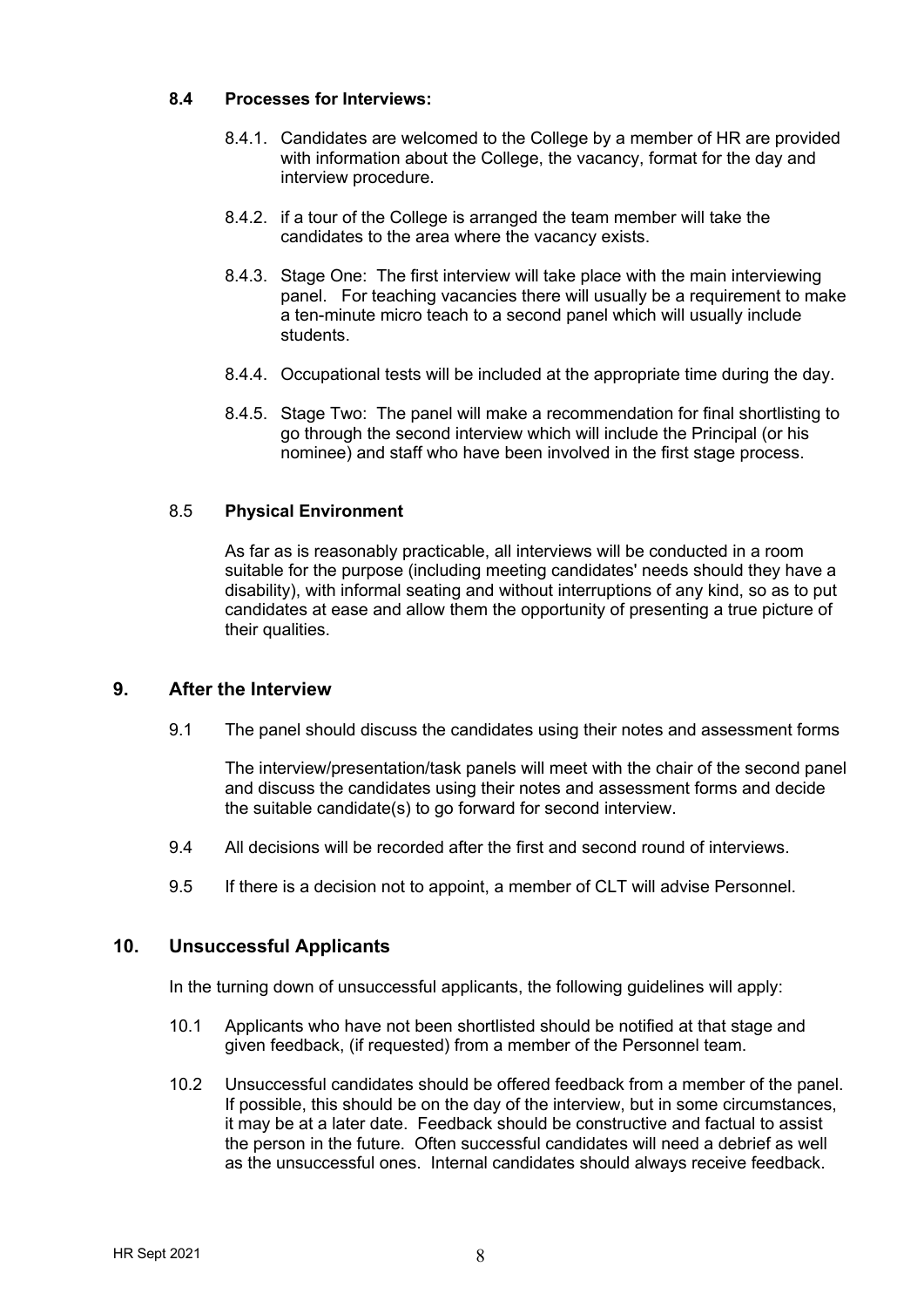### 8.4 Processes for Interviews:

8.4.1. Candidates are welcomed to the College by a member of HR are provided with information about the College, the vacancy, format for the day and interview procedure.

8.4.2. if a tour of the College is arranged the team member will take the candidates to the area where the vacancy exists.

8.4.3. Stage One: The first interview will take place with the main interviewing panel. For teaching vacancies there will usually be a requirement to make a ten-minute micro teach to a second panel which will usually include students.

8.4.4. Occupational tests will be included at the appropriate time during the day.

8.4.5. Stage Two: The panel will make a recommendation for final shortlisting to go through the second interview which will include the Principal (or his nominee) and staff who have been involved in the first stage process.

### 8.5 Physical Environment

As far as is reasonably practicable, all interviews will be conducted in a room suitable for the purpose (including meeting candidates' needs should they have a disability), with informal seating and without interruptions of any kind, so as to put candidates at ease and allow them the opportunity of presenting a true picture of their qualities.

## 9. After the Interview

9.1 The panel should discuss the candidates using their notes and assessment forms

The interview/presentation/task panels will meet with the chair of the second panel and discuss the candidates using their notes and assessment forms and decide the suitable candidate(s) to go forward for second interview.

9.4 All decisions will be recorded after the first and second round of interviews.

9.5 If there is a decision not to appoint, a member of CLT will advise Personnel.

## 10. Unsuccessful Applicants

In the turning down of unsuccessful applicants, the following guidelines will apply:

10.1 Applicants who have not been shortlisted should be notified at that stage and given feedback, (if requested) from a member of the Personnel team.

10.2 Unsuccessful candidates should be offered feedback from a member of the panel. If possible, this should be on the day of the interview, but in some circumstances, it may be at a later date. Feedback should be constructive and factual to assist the person in the future. Often successful candidates will need a debrief as well as the unsuccessful ones. Internal candidates should always receive feedback.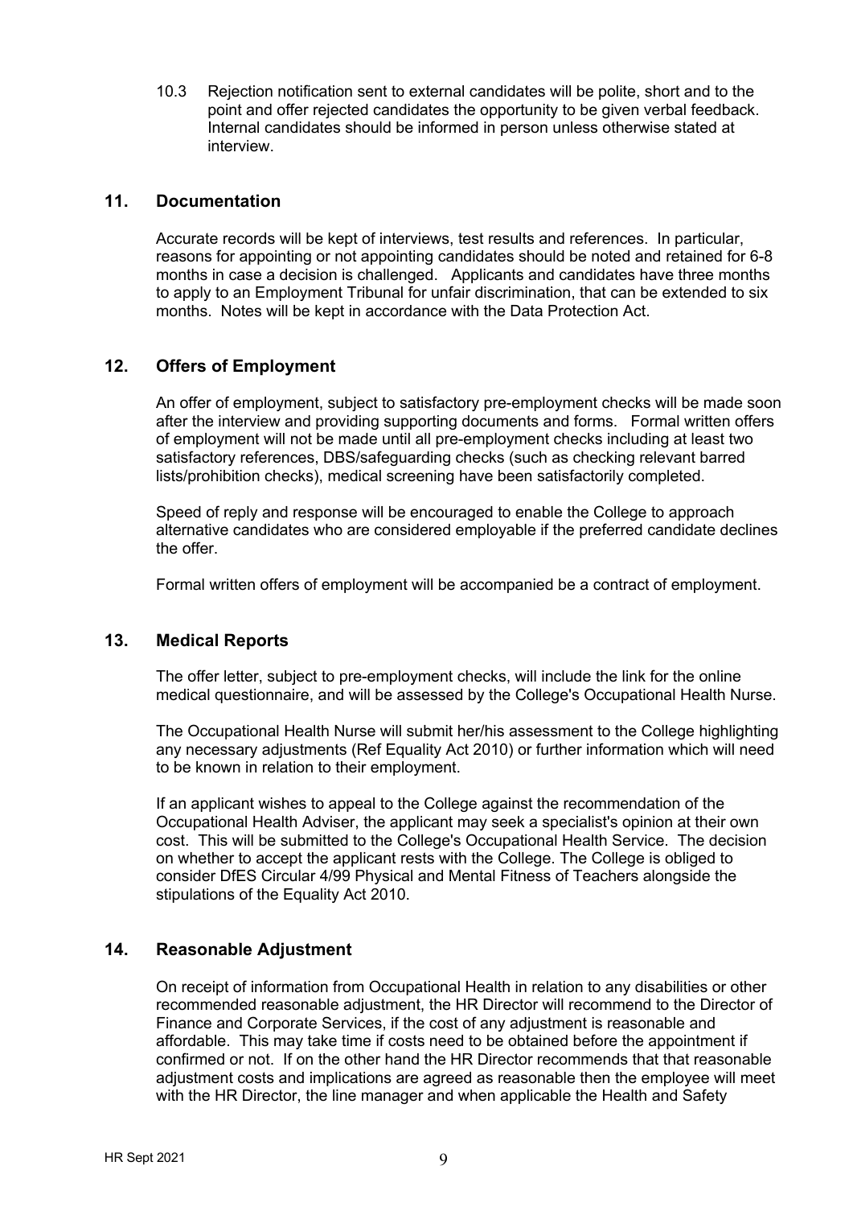10.3 Rejection notification sent to external candidates will be polite, short and to the point and offer rejected candidates the opportunity to be given verbal feedback. Internal candidates should be informed in person unless otherwise stated at interview.

## 11. Documentation

Accurate records will be kept of interviews, test results and references. In particular, reasons for appointing or not appointing candidates should be noted and retained for 6-8 months in case a decision is challenged. Applicants and candidates have three months to apply to an Employment Tribunal for unfair discrimination, that can be extended to six months. Notes will be kept in accordance with the Data Protection Act.

## 12. Offers of Employment

An offer of employment, subject to satisfactory pre-employment checks will be made soon after the interview and providing supporting documents and forms. Formal written offers of employment will not be made until all pre-employment checks including at least two satisfactory references, DBS/safeguarding checks (such as checking relevant barred lists/prohibition checks), medical screening have been satisfactorily completed.

Speed of reply and response will be encouraged to enable the College to approach alternative candidates who are considered employable if the preferred candidate declines the offer.

Formal written offers of employment will be accompanied be a contract of employment.

## 13. Medical Reports

The offer letter, subject to pre-employment checks, will include the link for the online medical questionnaire, and will be assessed by the College's Occupational Health Nurse.

The Occupational Health Nurse will submit her/his assessment to the College highlighting any necessary adjustments (Ref Equality Act 2010) or further information which will need to be known in relation to their employment.

If an applicant wishes to appeal to the College against the recommendation of the Occupational Health Adviser, the applicant may seek a specialist's opinion at their own cost. This will be submitted to the College's Occupational Health Service. The decision on whether to accept the applicant rests with the College. The College is obliged to consider DfES Circular 4/99 Physical and Mental Fitness of Teachers alongside the stipulations of the Equality Act 2010.

## 14. Reasonable Adjustment

On receipt of information from Occupational Health in relation to any disabilities or other recommended reasonable adjustment, the HR Director will recommend to the Director of Finance and Corporate Services, if the cost of any adjustment is reasonable and affordable. This may take time if costs need to be obtained before the appointment if confirmed or not. If on the other hand the HR Director recommends that that reasonable adjustment costs and implications are agreed as reasonable then the employee will meet with the HR Director, the line manager and when applicable the Health and Safety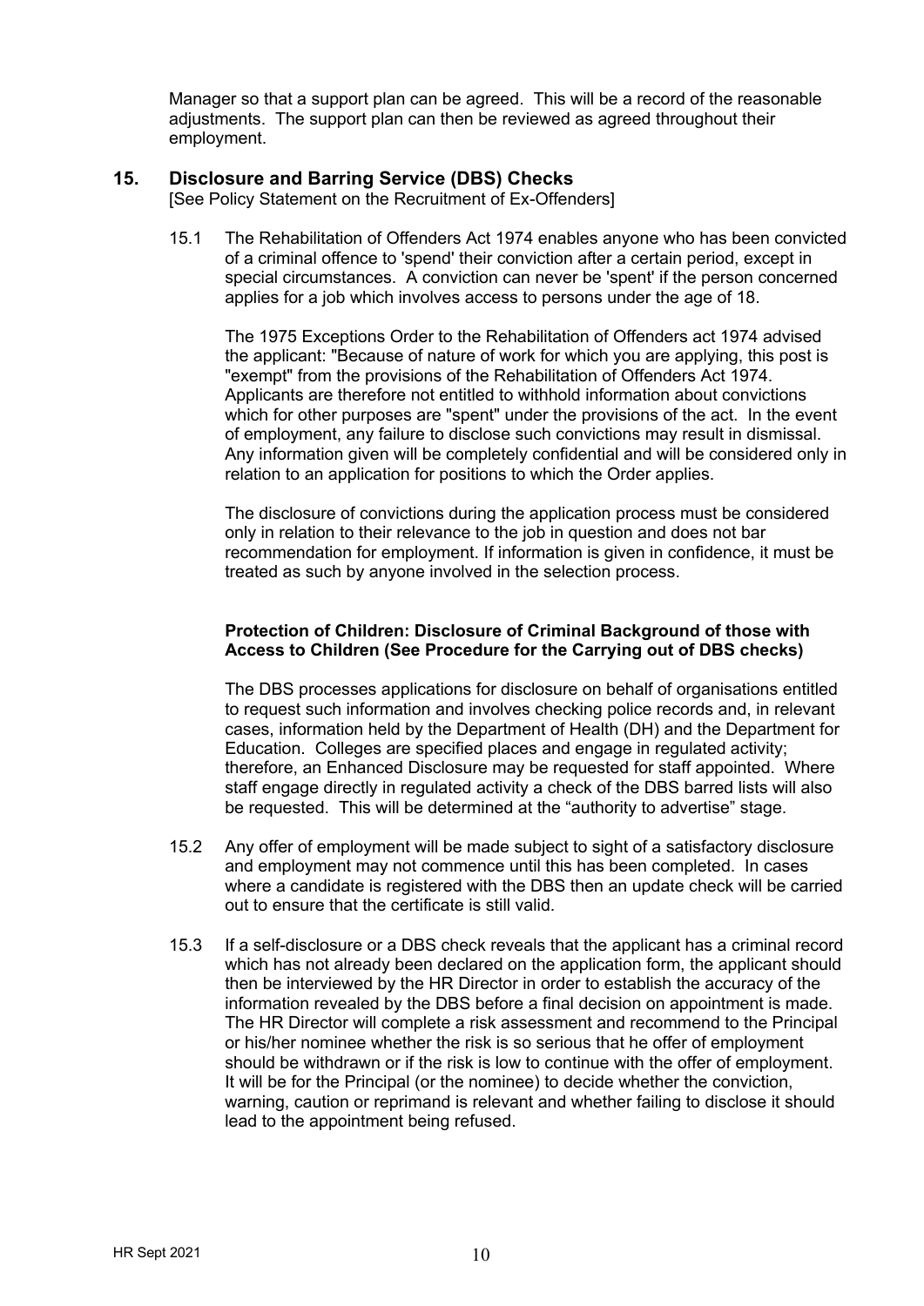Manager so that a support plan can be agreed. This will be a record of the reasonable adjustments. The support plan can then be reviewed as agreed throughout their employment.

## 15. Disclosure and Barring Service (DBS) Checks

[See Policy Statement on the Recruitment of Ex-Offenders]

15.1 The Rehabilitation of Offenders Act 1974 enables anyone who has been convicted of a criminal offence to 'spend' their conviction after a certain period, except in special circumstances. A conviction can never be 'spent' if the person concerned applies for a job which involves access to persons under the age of 18.

The 1975 Exceptions Order to the Rehabilitation of Offenders act 1974 advised the applicant: "Because of nature of work for which you are applying, this post is "exempt" from the provisions of the Rehabilitation of Offenders Act 1974. Applicants are therefore not entitled to withhold information about convictions which for other purposes are "spent" under the provisions of the act. In the event of employment, any failure to disclose such convictions may result in dismissal. Any information given will be completely confidential and will be considered only in relation to an application for positions to which the Order applies.

The disclosure of convictions during the application process must be considered only in relation to their relevance to the job in question and does not bar recommendation for employment. If information is given in confidence, it must be treated as such by anyone involved in the selection process.

**Protection of Children: Disclosure of Criminal Background of those with Access to Children (See Procedure for the Carrying out of DBS checks)**

The DBS processes applications for disclosure on behalf of organisations entitled to request such information and involves checking police records and, in relevant cases, information held by the Department of Health (DH) and the Department for Education. Colleges are specified places and engage in regulated activity; therefore, an Enhanced Disclosure may be requested for staff appointed. Where staff engage directly in regulated activity a check of the DBS barred lists will also be requested. This will be determined at the "authority to advertise" stage.

15.2 Any offer of employment will be made subject to sight of a satisfactory disclosure and employment may not commence until this has been completed. In cases where a candidate is registered with the DBS then an update check will be carried out to ensure that the certificate is still valid.

15.3 If a self-disclosure or a DBS check reveals that the applicant has a criminal record which has not already been declared on the application form, the applicant should then be interviewed by the HR Director in order to establish the accuracy of the information revealed by the DBS before a final decision on appointment is made. The HR Director will complete a risk assessment and recommend to the Principal or his/her nominee whether the risk is so serious that he offer of employment should be withdrawn or if the risk is low to continue with the offer of employment. It will be for the Principal (or the nominee) to decide whether the conviction, warning, caution or reprimand is relevant and whether failing to disclose it should lead to the appointment being refused.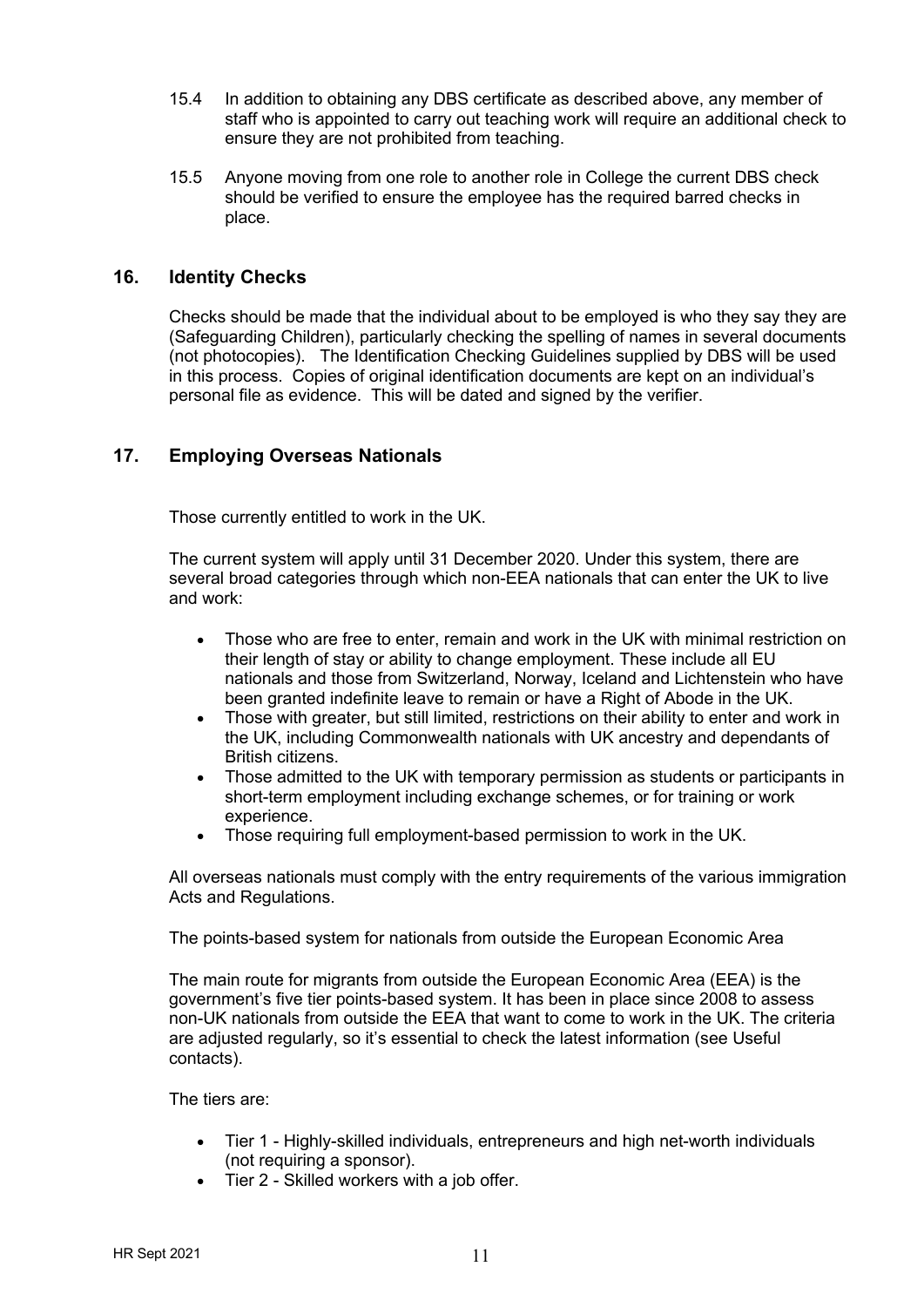15.4 In addition to obtaining any DBS certificate as described above, any member of staff who is appointed to carry out teaching work will require an additional check to ensure they are not prohibited from teaching.

15.5 Anyone moving from one role to another role in College the current DBS check should be verified to ensure the employee has the required barred checks in place.

## 16. Identity Checks

Checks should be made that the individual about to be employed is who they say they are (Safeguarding Children), particularly checking the spelling of names in several documents (not photocopies). The Identification Checking Guidelines supplied by DBS will be used in this process. Copies of original identification documents are kept on an individual's personal file as evidence. This will be dated and signed by the verifier.

## 17. Employing Overseas Nationals

Those currently entitled to work in the UK.

The current system will apply until 31 December 2020. Under this system, there are several broad categories through which non-EEA nationals that can enter the UK to live and work:

- Those who are free to enter, remain and work in the UK with minimal restriction on their length of stay or ability to change employment. These include all EU nationals and those from Switzerland, Norway, Iceland and Lichtenstein who have been granted indefinite leave to remain or have a Right of Abode in the UK.
- Those with greater, but still limited, restrictions on their ability to enter and work in the UK, including Commonwealth nationals with UK ancestry and dependants of British citizens.
- Those admitted to the UK with temporary permission as students or participants in short-term employment including exchange schemes, or for training or work experience.
- Those requiring full employment-based permission to work in the UK.

All overseas nationals must comply with the entry requirements of the various immigration Acts and Regulations.

The points-based system for nationals from outside the European Economic Area

The main route for migrants from outside the European Economic Area (EEA) is the government's five tier points-based system. It has been in place since 2008 to assess non-UK nationals from outside the EEA that want to come to work in the UK. The criteria are adjusted regularly, so it's essential to check the latest information (see Useful contacts).

The tiers are:

- Tier 1 - Highly-skilled individuals, entrepreneurs and high net-worth individuals (not requiring a sponsor).
- Tier 2 - Skilled workers with a job offer.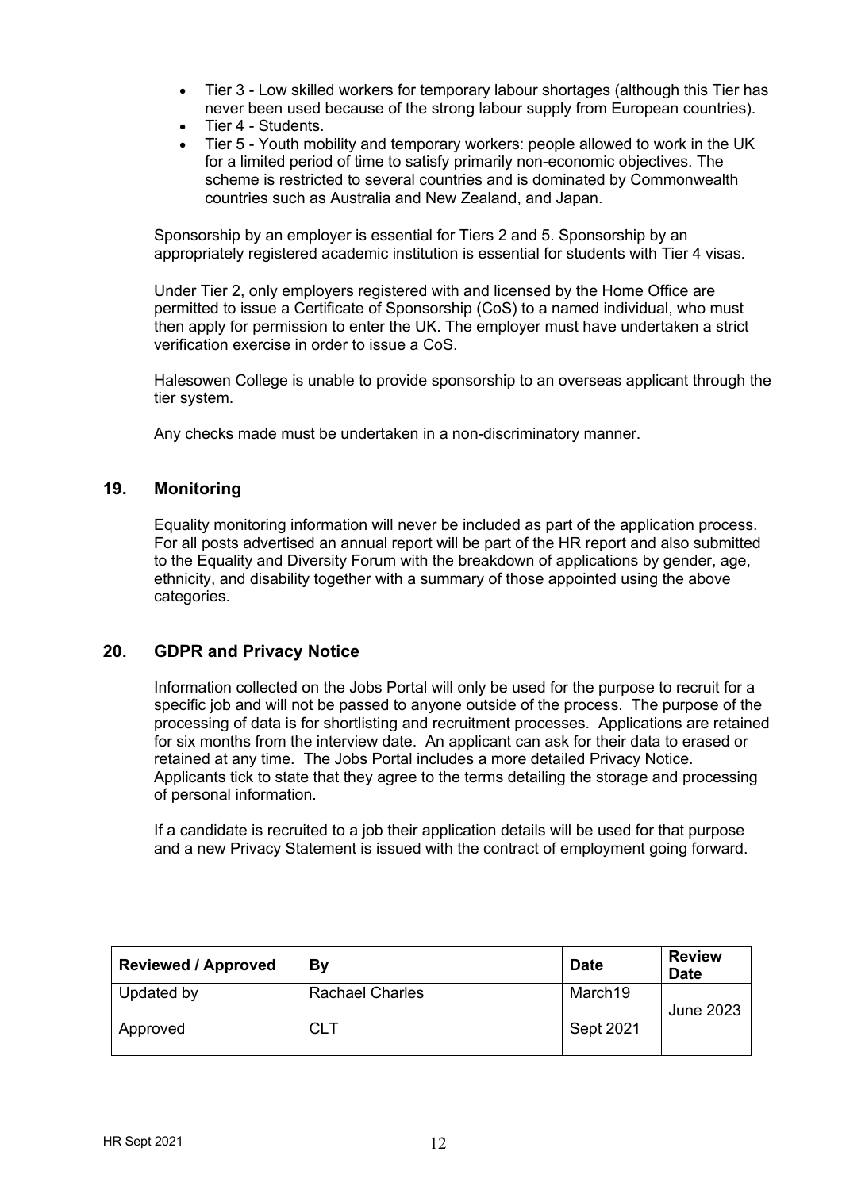- Tier 3 - Low skilled workers for temporary labour shortages (although this Tier has never been used because of the strong labour supply from European countries).
- Tier 4 - Students.
- Tier 5 - Youth mobility and temporary workers: people allowed to work in the UK for a limited period of time to satisfy primarily non-economic objectives. The scheme is restricted to several countries and is dominated by Commonwealth countries such as Australia and New Zealand, and Japan.

Sponsorship by an employer is essential for Tiers 2 and 5. Sponsorship by an appropriately registered academic institution is essential for students with Tier 4 visas.

Under Tier 2, only employers registered with and licensed by the Home Office are permitted to issue a Certificate of Sponsorship (CoS) to a named individual, who must then apply for permission to enter the UK. The employer must have undertaken a strict verification exercise in order to issue a CoS.

Halesowen College is unable to provide sponsorship to an overseas applicant through the tier system.

Any checks made must be undertaken in a non-discriminatory manner.

## 19. Monitoring

Equality monitoring information will never be included as part of the application process. For all posts advertised an annual report will be part of the HR report and also submitted to the Equality and Diversity Forum with the breakdown of applications by gender, age, ethnicity, and disability together with a summary of those appointed using the above categories.

## 20. GDPR and Privacy Notice

Information collected on the Jobs Portal will only be used for the purpose to recruit for a specific job and will not be passed to anyone outside of the process. The purpose of the processing of data is for shortlisting and recruitment processes. Applications are retained for six months from the interview date. An applicant can ask for their data to erased or retained at any time. The Jobs Portal includes a more detailed Privacy Notice. Applicants tick to state that they agree to the terms detailing the storage and processing of personal information.

If a candidate is recruited to a job their application details will be used for that purpose and a new Privacy Statement is issued with the contract of employment going forward.

| Reviewed / Approved | By | Date | Review Date |
|---|---|---|---|
| Updated by | Rachael Charles | March19 | June 2023 |
| Approved | CLT | Sept 2021 | |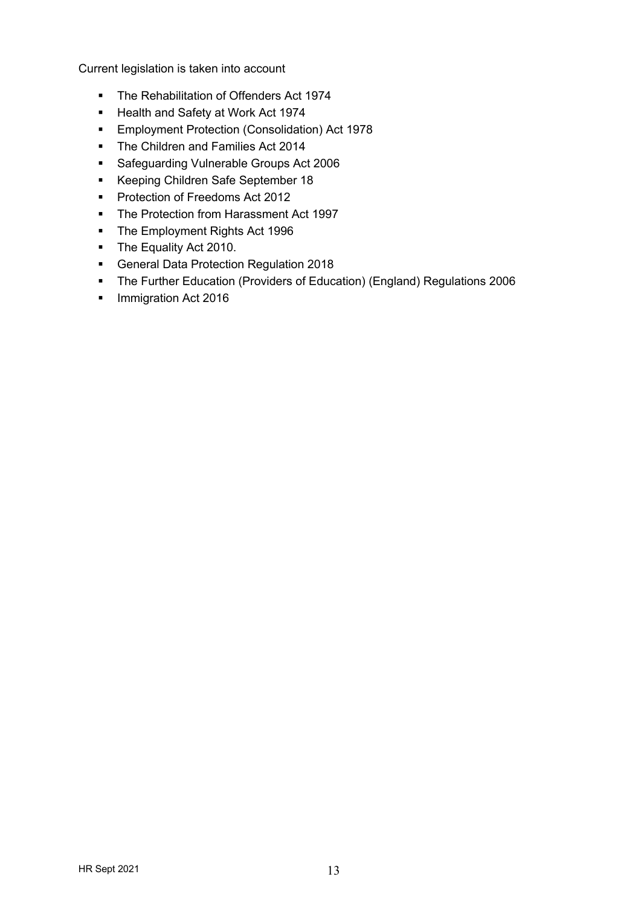Current legislation is taken into account

- The Rehabilitation of Offenders Act 1974
- Health and Safety at Work Act 1974
- Employment Protection (Consolidation) Act 1978
- The Children and Families Act 2014
- Safeguarding Vulnerable Groups Act 2006
- Keeping Children Safe September 18
- Protection of Freedoms Act 2012
- The Protection from Harassment Act 1997
- The Employment Rights Act 1996
- The Equality Act 2010.
- General Data Protection Regulation 2018
- The Further Education (Providers of Education) (England) Regulations 2006
- Immigration Act 2016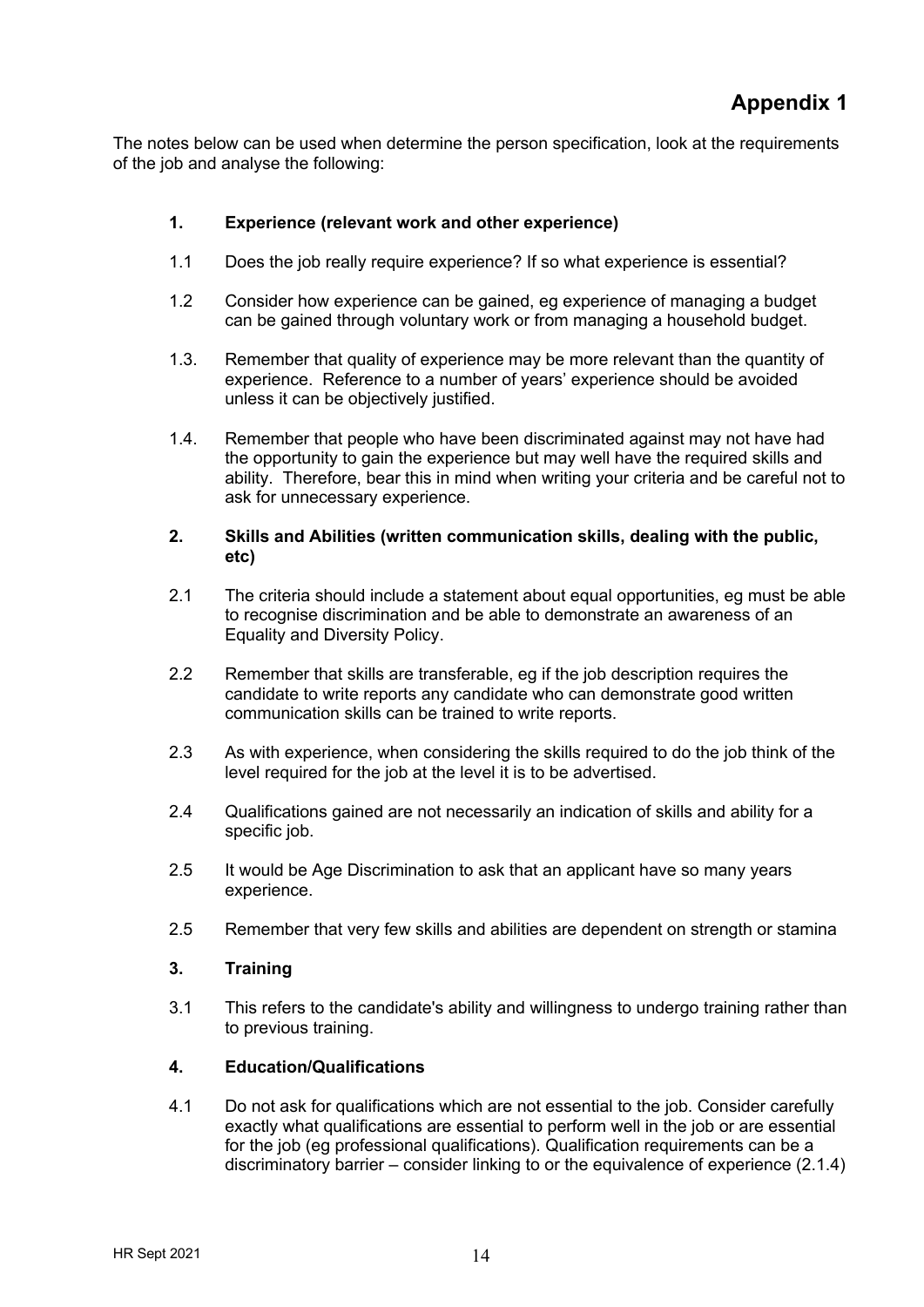# Appendix 1

The notes below can be used when determine the person specification, look at the requirements of the job and analyse the following:

**1. Experience (relevant work and other experience)**

1.1 Does the job really require experience? If so what experience is essential?

1.2 Consider how experience can be gained, eg experience of managing a budget can be gained through voluntary work or from managing a household budget.

1.3. Remember that quality of experience may be more relevant than the quantity of experience. Reference to a number of years' experience should be avoided unless it can be objectively justified.

1.4. Remember that people who have been discriminated against may not have had the opportunity to gain the experience but may well have the required skills and ability. Therefore, bear this in mind when writing your criteria and be careful not to ask for unnecessary experience.

**2. Skills and Abilities (written communication skills, dealing with the public, etc)**

2.1 The criteria should include a statement about equal opportunities, eg must be able to recognise discrimination and be able to demonstrate an awareness of an Equality and Diversity Policy.

2.2 Remember that skills are transferable, eg if the job description requires the candidate to write reports any candidate who can demonstrate good written communication skills can be trained to write reports.

2.3 As with experience, when considering the skills required to do the job think of the level required for the job at the level it is to be advertised.

2.4 Qualifications gained are not necessarily an indication of skills and ability for a specific job.

2.5 It would be Age Discrimination to ask that an applicant have so many years experience.

2.5 Remember that very few skills and abilities are dependent on strength or stamina

**3. Training**

3.1 This refers to the candidate's ability and willingness to undergo training rather than to previous training.

**4. Education/Qualifications**

4.1 Do not ask for qualifications which are not essential to the job. Consider carefully exactly what qualifications are essential to perform well in the job or are essential for the job (eg professional qualifications). Qualification requirements can be a discriminatory barrier – consider linking to or the equivalence of experience (2.1.4)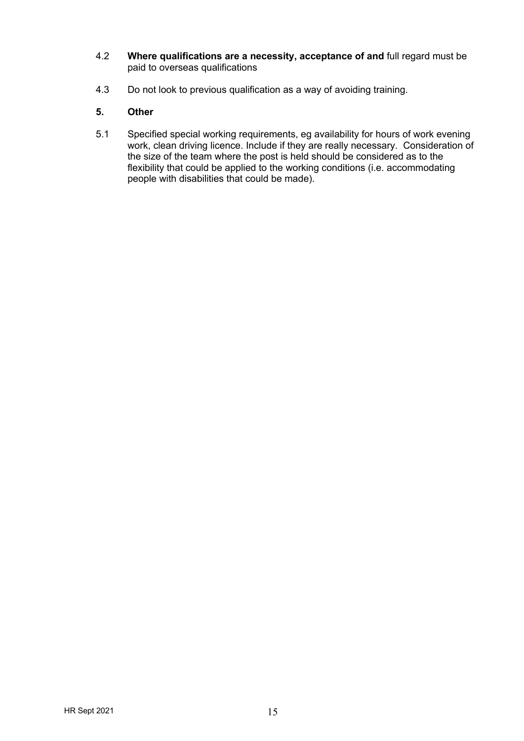4.2 **Where qualifications are a necessity, acceptance of and** full regard must be paid to overseas qualifications

4.3 Do not look to previous qualification as a way of avoiding training.

**5. Other**

5.1 Specified special working requirements, eg availability for hours of work evening work, clean driving licence. Include if they are really necessary. Consideration of the size of the team where the post is held should be considered as to the flexibility that could be applied to the working conditions (i.e. accommodating people with disabilities that could be made).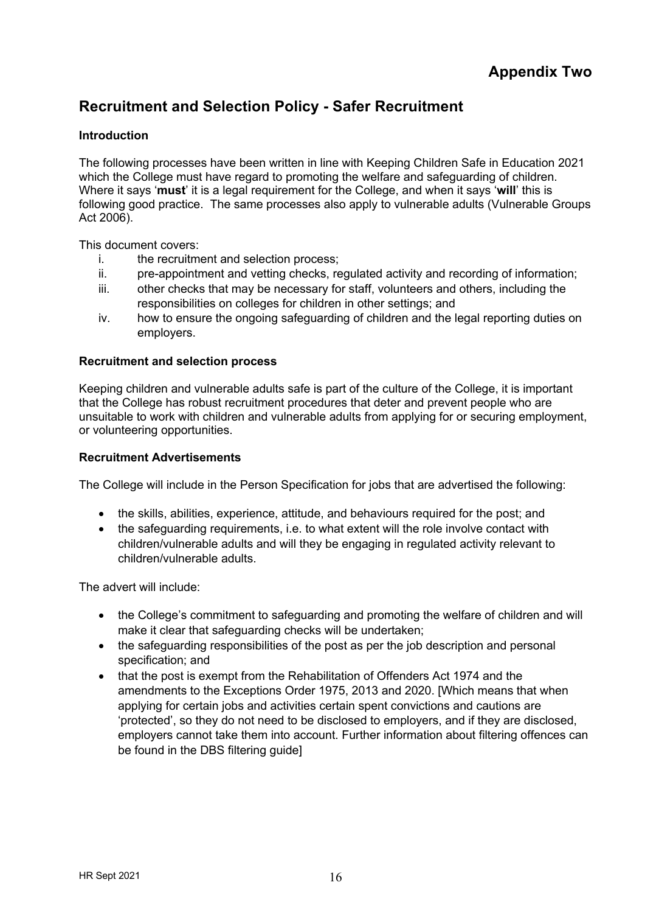# Appendix Two

## Recruitment and Selection Policy - Safer Recruitment

### Introduction

The following processes have been written in line with Keeping Children Safe in Education 2021 which the College must have regard to promoting the welfare and safeguarding of children. Where it says '**must**' it is a legal requirement for the College, and when it says '**will**' this is following good practice. The same processes also apply to vulnerable adults (Vulnerable Groups Act 2006).

This document covers:

i. the recruitment and selection process;
ii. pre-appointment and vetting checks, regulated activity and recording of information;
iii. other checks that may be necessary for staff, volunteers and others, including the responsibilities on colleges for children in other settings; and
iv. how to ensure the ongoing safeguarding of children and the legal reporting duties on employers.

### Recruitment and selection process

Keeping children and vulnerable adults safe is part of the culture of the College, it is important that the College has robust recruitment procedures that deter and prevent people who are unsuitable to work with children and vulnerable adults from applying for or securing employment, or volunteering opportunities.

### Recruitment Advertisements

The College will include in the Person Specification for jobs that are advertised the following:

- the skills, abilities, experience, attitude, and behaviours required for the post; and
- the safeguarding requirements, i.e. to what extent will the role involve contact with children/vulnerable adults and will they be engaging in regulated activity relevant to children/vulnerable adults.

The advert will include:

- the College's commitment to safeguarding and promoting the welfare of children and will make it clear that safeguarding checks will be undertaken;
- the safeguarding responsibilities of the post as per the job description and personal specification; and
- that the post is exempt from the Rehabilitation of Offenders Act 1974 and the amendments to the Exceptions Order 1975, 2013 and 2020. [Which means that when applying for certain jobs and activities certain spent convictions and cautions are 'protected', so they do not need to be disclosed to employers, and if they are disclosed, employers cannot take them into account. Further information about filtering offences can be found in the DBS filtering guide]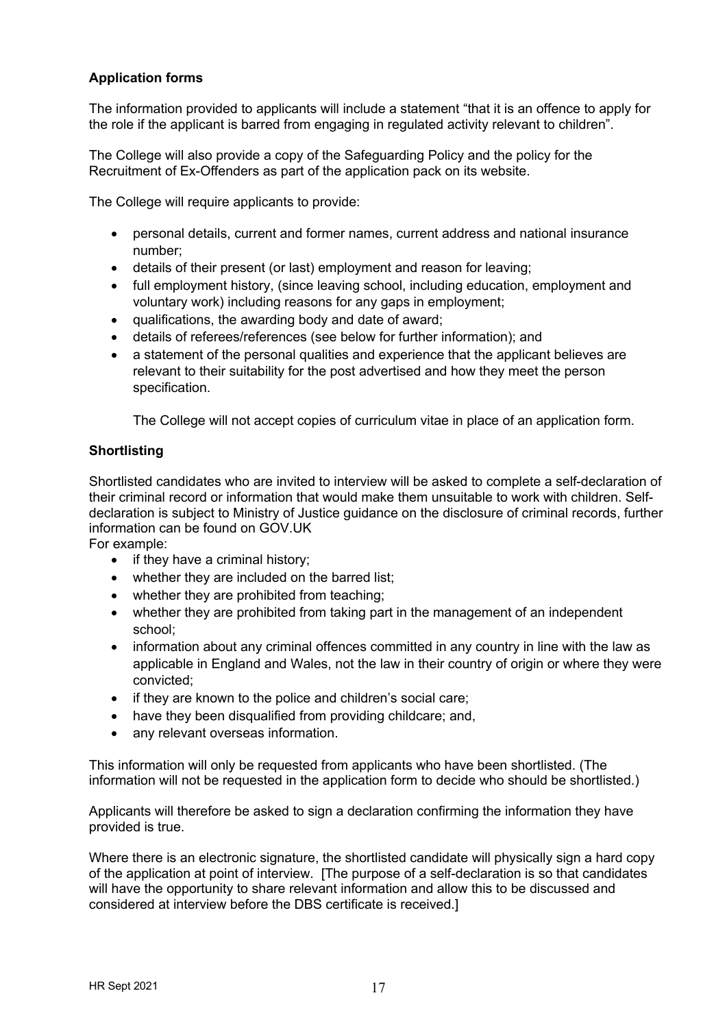**Application forms**

The information provided to applicants will include a statement "that it is an offence to apply for the role if the applicant is barred from engaging in regulated activity relevant to children".

The College will also provide a copy of the Safeguarding Policy and the policy for the Recruitment of Ex-Offenders as part of the application pack on its website.

The College will require applicants to provide:

- personal details, current and former names, current address and national insurance number;
- details of their present (or last) employment and reason for leaving;
- full employment history, (since leaving school, including education, employment and voluntary work) including reasons for any gaps in employment;
- qualifications, the awarding body and date of award;
- details of referees/references (see below for further information); and
- a statement of the personal qualities and experience that the applicant believes are relevant to their suitability for the post advertised and how they meet the person specification.

The College will not accept copies of curriculum vitae in place of an application form.

**Shortlisting**

Shortlisted candidates who are invited to interview will be asked to complete a self-declaration of their criminal record or information that would make them unsuitable to work with children. Self-declaration is subject to Ministry of Justice guidance on the disclosure of criminal records, further information can be found on GOV.UK

For example:

- if they have a criminal history;
- whether they are included on the barred list;
- whether they are prohibited from teaching;
- whether they are prohibited from taking part in the management of an independent school;
- information about any criminal offences committed in any country in line with the law as applicable in England and Wales, not the law in their country of origin or where they were convicted;
- if they are known to the police and children's social care;
- have they been disqualified from providing childcare; and,
- any relevant overseas information.

This information will only be requested from applicants who have been shortlisted. (The information will not be requested in the application form to decide who should be shortlisted.)

Applicants will therefore be asked to sign a declaration confirming the information they have provided is true.

Where there is an electronic signature, the shortlisted candidate will physically sign a hard copy of the application at point of interview. [The purpose of a self-declaration is so that candidates will have the opportunity to share relevant information and allow this to be discussed and considered at interview before the DBS certificate is received.]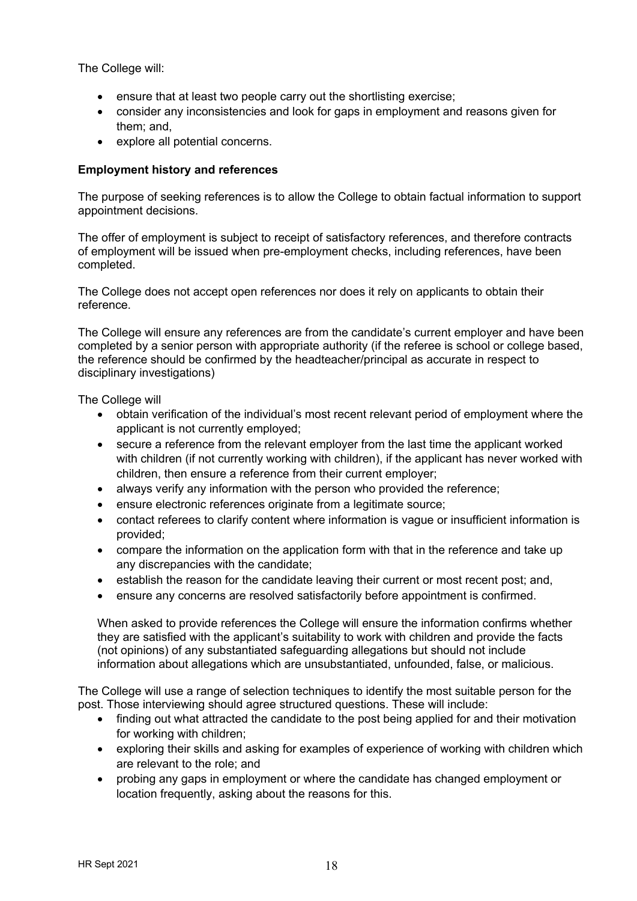The College will:

- ensure that at least two people carry out the shortlisting exercise;
- consider any inconsistencies and look for gaps in employment and reasons given for them; and,
- explore all potential concerns.

**Employment history and references**

The purpose of seeking references is to allow the College to obtain factual information to support appointment decisions.

The offer of employment is subject to receipt of satisfactory references, and therefore contracts of employment will be issued when pre-employment checks, including references, have been completed.

The College does not accept open references nor does it rely on applicants to obtain their reference.

The College will ensure any references are from the candidate's current employer and have been completed by a senior person with appropriate authority (if the referee is school or college based, the reference should be confirmed by the headteacher/principal as accurate in respect to disciplinary investigations)

The College will

- obtain verification of the individual's most recent relevant period of employment where the applicant is not currently employed;
- secure a reference from the relevant employer from the last time the applicant worked with children (if not currently working with children), if the applicant has never worked with children, then ensure a reference from their current employer;
- always verify any information with the person who provided the reference;
- ensure electronic references originate from a legitimate source;
- contact referees to clarify content where information is vague or insufficient information is provided;
- compare the information on the application form with that in the reference and take up any discrepancies with the candidate;
- establish the reason for the candidate leaving their current or most recent post; and,
- ensure any concerns are resolved satisfactorily before appointment is confirmed.

When asked to provide references the College will ensure the information confirms whether they are satisfied with the applicant's suitability to work with children and provide the facts (not opinions) of any substantiated safeguarding allegations but should not include information about allegations which are unsubstantiated, unfounded, false, or malicious.

The College will use a range of selection techniques to identify the most suitable person for the post. Those interviewing should agree structured questions. These will include:

- finding out what attracted the candidate to the post being applied for and their motivation for working with children;
- exploring their skills and asking for examples of experience of working with children which are relevant to the role; and
- probing any gaps in employment or where the candidate has changed employment or location frequently, asking about the reasons for this.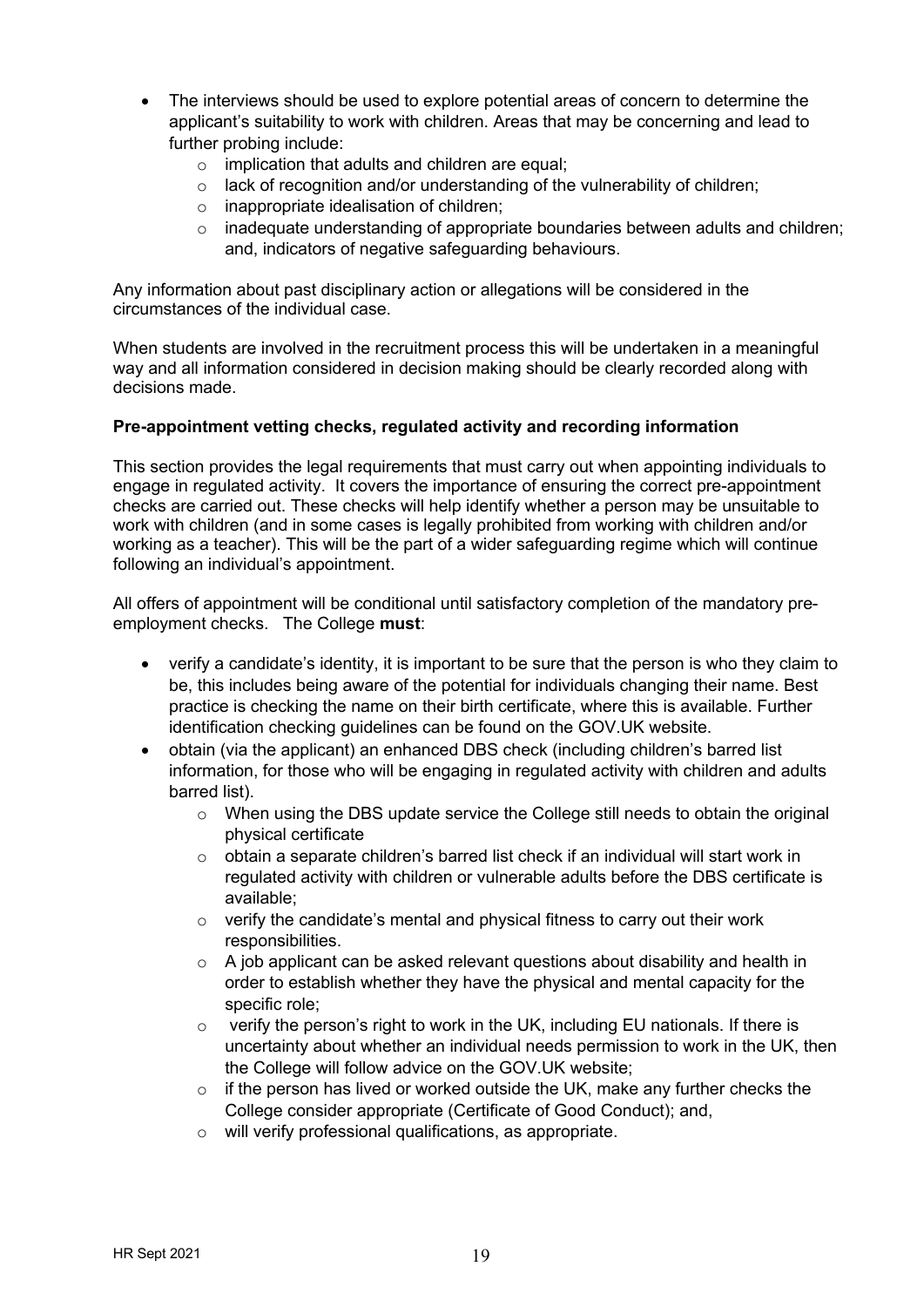- The interviews should be used to explore potential areas of concern to determine the applicant's suitability to work with children. Areas that may be concerning and lead to further probing include:
    - implication that adults and children are equal;
    - lack of recognition and/or understanding of the vulnerability of children;
    - inappropriate idealisation of children;
    - inadequate understanding of appropriate boundaries between adults and children; and, indicators of negative safeguarding behaviours.

Any information about past disciplinary action or allegations will be considered in the circumstances of the individual case.

When students are involved in the recruitment process this will be undertaken in a meaningful way and all information considered in decision making should be clearly recorded along with decisions made.

**Pre-appointment vetting checks, regulated activity and recording information**

This section provides the legal requirements that must carry out when appointing individuals to engage in regulated activity. It covers the importance of ensuring the correct pre-appointment checks are carried out. These checks will help identify whether a person may be unsuitable to work with children (and in some cases is legally prohibited from working with children and/or working as a teacher). This will be the part of a wider safeguarding regime which will continue following an individual's appointment.

All offers of appointment will be conditional until satisfactory completion of the mandatory pre-employment checks. The College **must**:

- verify a candidate's identity, it is important to be sure that the person is who they claim to be, this includes being aware of the potential for individuals changing their name. Best practice is checking the name on their birth certificate, where this is available. Further identification checking guidelines can be found on the GOV.UK website.
- obtain (via the applicant) an enhanced DBS check (including children's barred list information, for those who will be engaging in regulated activity with children and adults barred list).
    - When using the DBS update service the College still needs to obtain the original physical certificate
    - obtain a separate children's barred list check if an individual will start work in regulated activity with children or vulnerable adults before the DBS certificate is available;
    - verify the candidate's mental and physical fitness to carry out their work responsibilities.
    - A job applicant can be asked relevant questions about disability and health in order to establish whether they have the physical and mental capacity for the specific role;
    - verify the person's right to work in the UK, including EU nationals. If there is uncertainty about whether an individual needs permission to work in the UK, then the College will follow advice on the GOV.UK website;
    - if the person has lived or worked outside the UK, make any further checks the College consider appropriate (Certificate of Good Conduct); and,
    - will verify professional qualifications, as appropriate.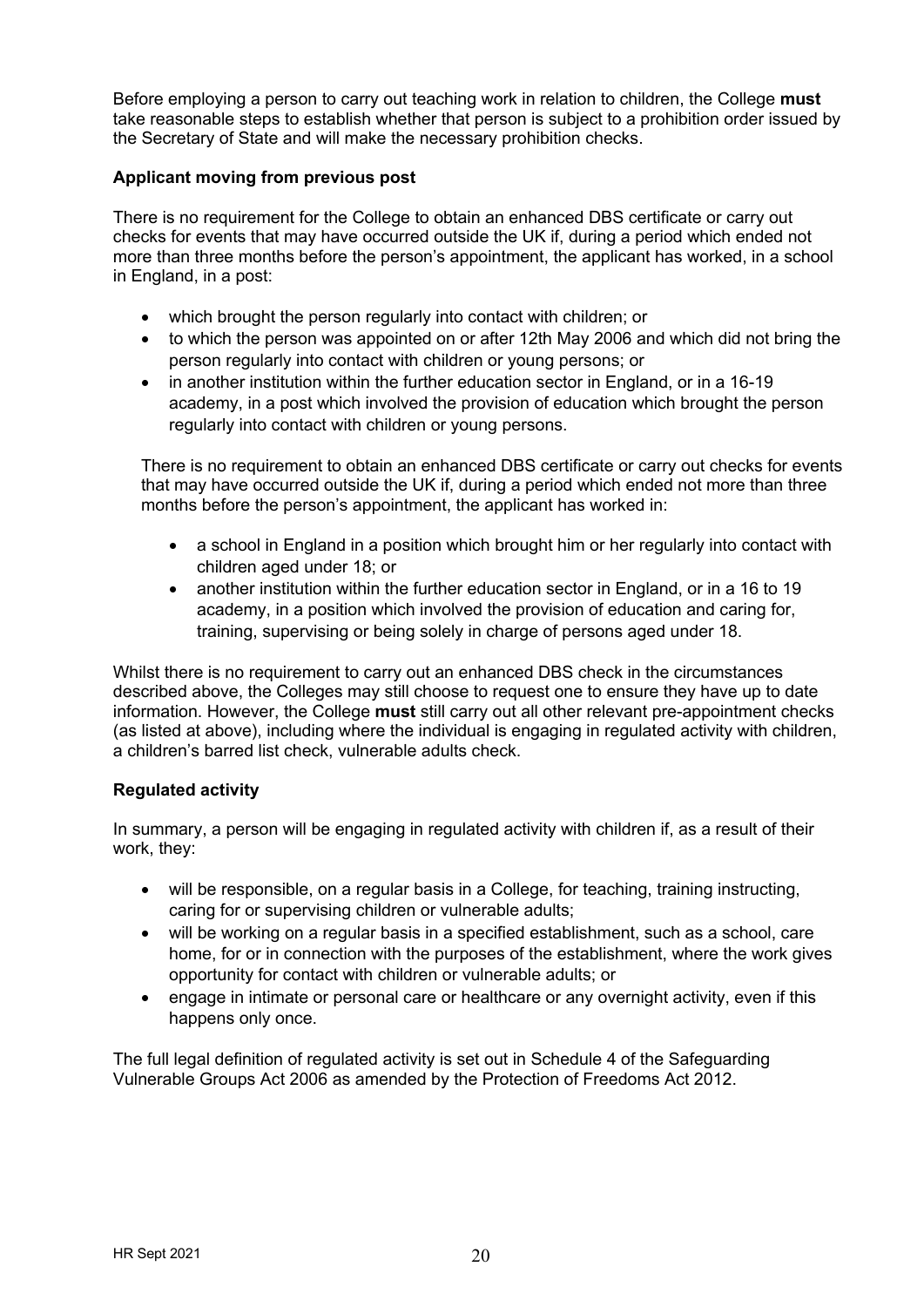Before employing a person to carry out teaching work in relation to children, the College **must** take reasonable steps to establish whether that person is subject to a prohibition order issued by the Secretary of State and will make the necessary prohibition checks.

**Applicant moving from previous post**

There is no requirement for the College to obtain an enhanced DBS certificate or carry out checks for events that may have occurred outside the UK if, during a period which ended not more than three months before the person's appointment, the applicant has worked, in a school in England, in a post:

- which brought the person regularly into contact with children; or
- to which the person was appointed on or after 12th May 2006 and which did not bring the person regularly into contact with children or young persons; or
- in another institution within the further education sector in England, or in a 16-19 academy, in a post which involved the provision of education which brought the person regularly into contact with children or young persons.

There is no requirement to obtain an enhanced DBS certificate or carry out checks for events that may have occurred outside the UK if, during a period which ended not more than three months before the person's appointment, the applicant has worked in:

- a school in England in a position which brought him or her regularly into contact with children aged under 18; or
- another institution within the further education sector in England, or in a 16 to 19 academy, in a position which involved the provision of education and caring for, training, supervising or being solely in charge of persons aged under 18.

Whilst there is no requirement to carry out an enhanced DBS check in the circumstances described above, the Colleges may still choose to request one to ensure they have up to date information. However, the College **must** still carry out all other relevant pre-appointment checks (as listed at above), including where the individual is engaging in regulated activity with children, a children's barred list check, vulnerable adults check.

**Regulated activity**

In summary, a person will be engaging in regulated activity with children if, as a result of their work, they:

- will be responsible, on a regular basis in a College, for teaching, training instructing, caring for or supervising children or vulnerable adults;
- will be working on a regular basis in a specified establishment, such as a school, care home, for or in connection with the purposes of the establishment, where the work gives opportunity for contact with children or vulnerable adults; or
- engage in intimate or personal care or healthcare or any overnight activity, even if this happens only once.

The full legal definition of regulated activity is set out in Schedule 4 of the Safeguarding Vulnerable Groups Act 2006 as amended by the Protection of Freedoms Act 2012.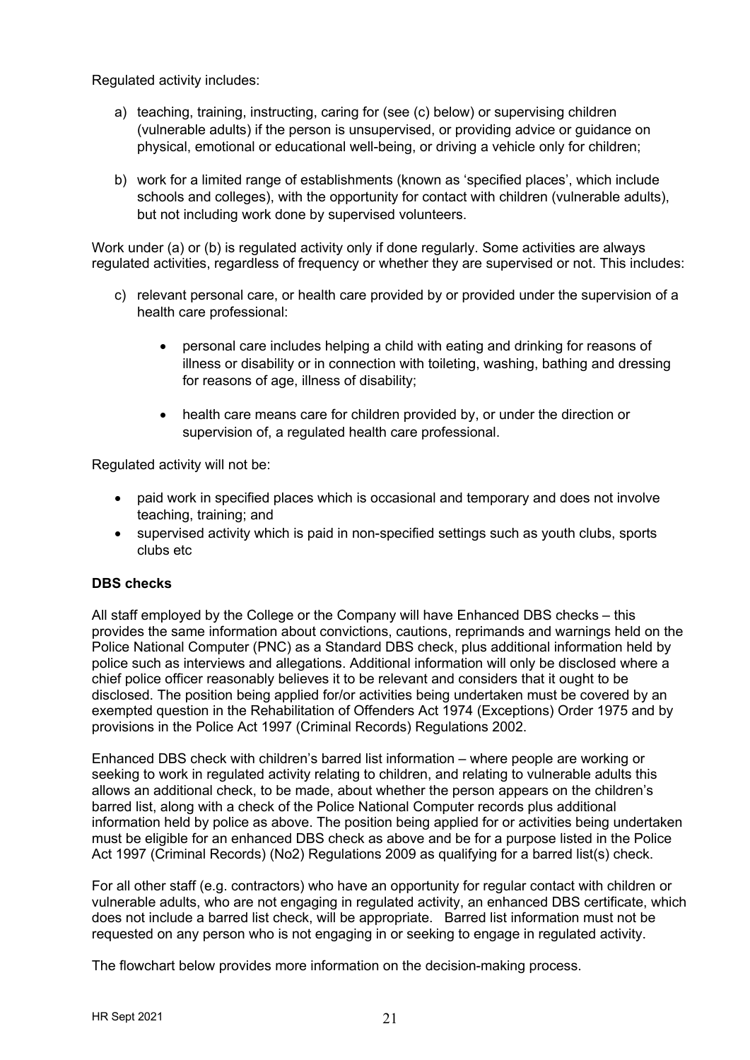Regulated activity includes:

a) teaching, training, instructing, caring for (see (c) below) or supervising children (vulnerable adults) if the person is unsupervised, or providing advice or guidance on physical, emotional or educational well-being, or driving a vehicle only for children;

b) work for a limited range of establishments (known as 'specified places', which include schools and colleges), with the opportunity for contact with children (vulnerable adults), but not including work done by supervised volunteers.

Work under (a) or (b) is regulated activity only if done regularly. Some activities are always regulated activities, regardless of frequency or whether they are supervised or not. This includes:

c) relevant personal care, or health care provided by or provided under the supervision of a health care professional:

   - personal care includes helping a child with eating and drinking for reasons of illness or disability or in connection with toileting, washing, bathing and dressing for reasons of age, illness of disability;

   - health care means care for children provided by, or under the direction or supervision of, a regulated health care professional.

Regulated activity will not be:

- paid work in specified places which is occasional and temporary and does not involve teaching, training; and
- supervised activity which is paid in non-specified settings such as youth clubs, sports clubs etc

**DBS checks**

All staff employed by the College or the Company will have Enhanced DBS checks – this provides the same information about convictions, cautions, reprimands and warnings held on the Police National Computer (PNC) as a Standard DBS check, plus additional information held by police such as interviews and allegations. Additional information will only be disclosed where a chief police officer reasonably believes it to be relevant and considers that it ought to be disclosed. The position being applied for/or activities being undertaken must be covered by an exempted question in the Rehabilitation of Offenders Act 1974 (Exceptions) Order 1975 and by provisions in the Police Act 1997 (Criminal Records) Regulations 2002.

Enhanced DBS check with children's barred list information – where people are working or seeking to work in regulated activity relating to children, and relating to vulnerable adults this allows an additional check, to be made, about whether the person appears on the children's barred list, along with a check of the Police National Computer records plus additional information held by police as above. The position being applied for or activities being undertaken must be eligible for an enhanced DBS check as above and be for a purpose listed in the Police Act 1997 (Criminal Records) (No2) Regulations 2009 as qualifying for a barred list(s) check.

For all other staff (e.g. contractors) who have an opportunity for regular contact with children or vulnerable adults, who are not engaging in regulated activity, an enhanced DBS certificate, which does not include a barred list check, will be appropriate. Barred list information must not be requested on any person who is not engaging in or seeking to engage in regulated activity.

The flowchart below provides more information on the decision-making process.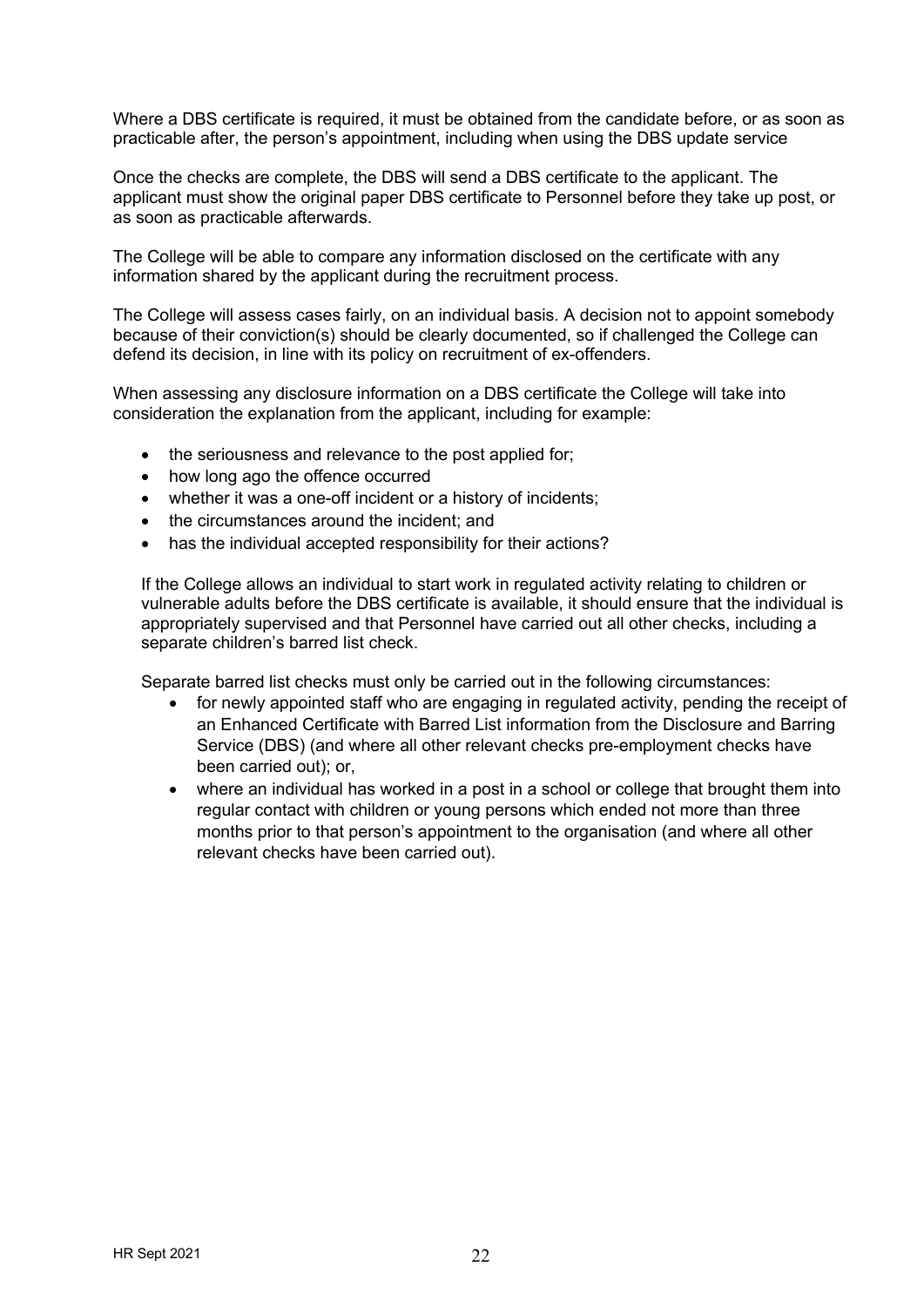Where a DBS certificate is required, it must be obtained from the candidate before, or as soon as practicable after, the person's appointment, including when using the DBS update service

Once the checks are complete, the DBS will send a DBS certificate to the applicant. The applicant must show the original paper DBS certificate to Personnel before they take up post, or as soon as practicable afterwards.

The College will be able to compare any information disclosed on the certificate with any information shared by the applicant during the recruitment process.

The College will assess cases fairly, on an individual basis. A decision not to appoint somebody because of their conviction(s) should be clearly documented, so if challenged the College can defend its decision, in line with its policy on recruitment of ex-offenders.

When assessing any disclosure information on a DBS certificate the College will take into consideration the explanation from the applicant, including for example:

- the seriousness and relevance to the post applied for;
- how long ago the offence occurred
- whether it was a one-off incident or a history of incidents;
- the circumstances around the incident; and
- has the individual accepted responsibility for their actions?

If the College allows an individual to start work in regulated activity relating to children or vulnerable adults before the DBS certificate is available, it should ensure that the individual is appropriately supervised and that Personnel have carried out all other checks, including a separate children's barred list check.

Separate barred list checks must only be carried out in the following circumstances:

- for newly appointed staff who are engaging in regulated activity, pending the receipt of an Enhanced Certificate with Barred List information from the Disclosure and Barring Service (DBS) (and where all other relevant checks pre-employment checks have been carried out); or,
- where an individual has worked in a post in a school or college that brought them into regular contact with children or young persons which ended not more than three months prior to that person's appointment to the organisation (and where all other relevant checks have been carried out).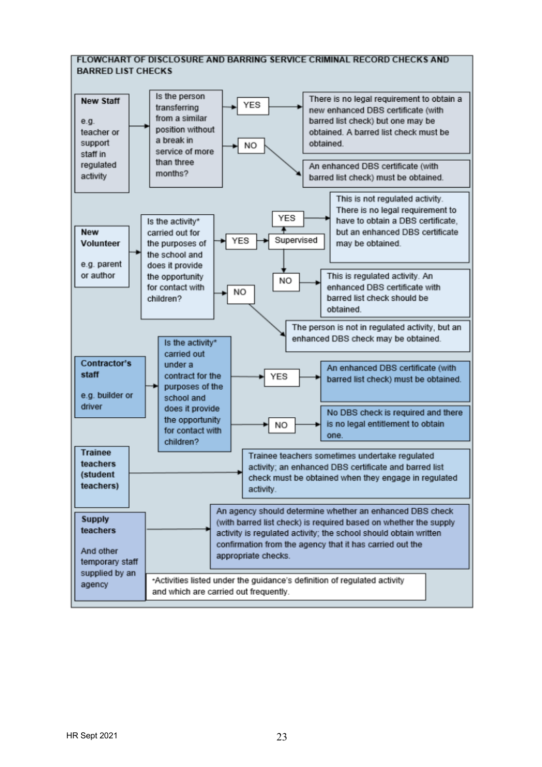## FLOWCHART OF DISCLOSURE AND BARRING SERVICE CRIMINAL RECORD CHECKS AND BARRED LIST CHECKS

**New Staff**

e.g. teacher or support staff in regulated activity

→ Is the person transferring from a similar position without a break in service of more than three months?

- **YES** → There is no legal requirement to obtain a new enhanced DBS certificate (with barred list check) but one may be obtained. A barred list check must be obtained.
- **NO** → An enhanced DBS certificate (with barred list check) must be obtained.

**New Volunteer**

e.g. parent or author

→ Is the activity* carried out for the purposes of the school and does it provide the opportunity for contact with children?

- **YES** → Supervised
  - **YES** → This is not regulated activity. There is no legal requirement to have to obtain a DBS certificate, but an enhanced DBS certificate may be obtained.
  - **NO** → This is regulated activity. An enhanced DBS certificate with barred list check should be obtained.
- **NO** → The person is not in regulated activity, but an enhanced DBS check may be obtained.

**Contractor's staff**

e.g. builder or driver

→ Is the activity* carried out under a contract for the purposes of the school and does it provide the opportunity for contact with children?

- **YES** → An enhanced DBS certificate (with barred list check) must be obtained.
- **NO** → No DBS check is required and there is no legal entitlement to obtain one.

**Trainee teachers (student teachers)**

→ Trainee teachers sometimes undertake regulated activity; an enhanced DBS certificate and barred list check must be obtained when they engage in regulated activity.

**Supply teachers**

And other temporary staff supplied by an agency

→ An agency should determine whether an enhanced DBS check (with barred list check) is required based on whether the supply activity is regulated activity; the school should obtain written confirmation from the agency that it has carried out the appropriate checks.

*Activities listed under the guidance's definition of regulated activity and which are carried out frequently.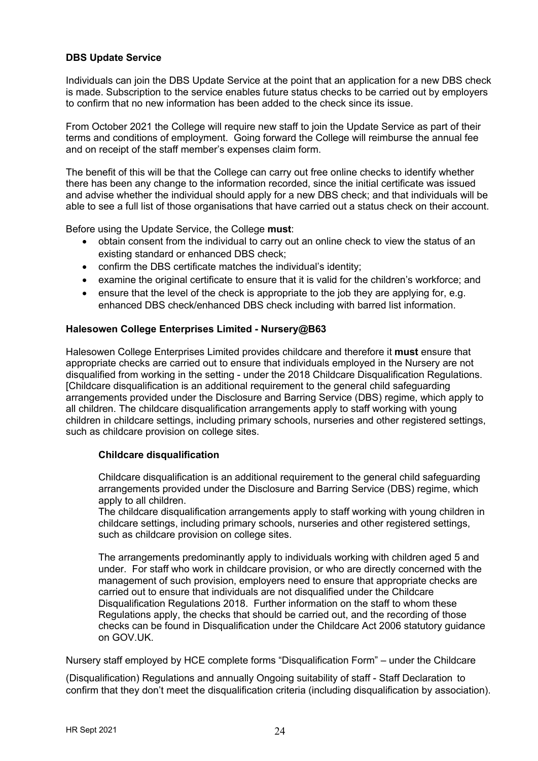**DBS Update Service**

Individuals can join the DBS Update Service at the point that an application for a new DBS check is made. Subscription to the service enables future status checks to be carried out by employers to confirm that no new information has been added to the check since its issue.

From October 2021 the College will require new staff to join the Update Service as part of their terms and conditions of employment. Going forward the College will reimburse the annual fee and on receipt of the staff member's expenses claim form.

The benefit of this will be that the College can carry out free online checks to identify whether there has been any change to the information recorded, since the initial certificate was issued and advise whether the individual should apply for a new DBS check; and that individuals will be able to see a full list of those organisations that have carried out a status check on their account.

Before using the Update Service, the College **must**:

- obtain consent from the individual to carry out an online check to view the status of an existing standard or enhanced DBS check;
- confirm the DBS certificate matches the individual's identity;
- examine the original certificate to ensure that it is valid for the children's workforce; and
- ensure that the level of the check is appropriate to the job they are applying for, e.g. enhanced DBS check/enhanced DBS check including with barred list information.

**Halesowen College Enterprises Limited - Nursery@B63**

Halesowen College Enterprises Limited provides childcare and therefore it **must** ensure that appropriate checks are carried out to ensure that individuals employed in the Nursery are not disqualified from working in the setting - under the 2018 Childcare Disqualification Regulations. [Childcare disqualification is an additional requirement to the general child safeguarding arrangements provided under the Disclosure and Barring Service (DBS) regime, which apply to all children. The childcare disqualification arrangements apply to staff working with young children in childcare settings, including primary schools, nurseries and other registered settings, such as childcare provision on college sites.

**Childcare disqualification**

Childcare disqualification is an additional requirement to the general child safeguarding arrangements provided under the Disclosure and Barring Service (DBS) regime, which apply to all children.
The childcare disqualification arrangements apply to staff working with young children in childcare settings, including primary schools, nurseries and other registered settings, such as childcare provision on college sites.

The arrangements predominantly apply to individuals working with children aged 5 and under. For staff who work in childcare provision, or who are directly concerned with the management of such provision, employers need to ensure that appropriate checks are carried out to ensure that individuals are not disqualified under the Childcare Disqualification Regulations 2018. Further information on the staff to whom these Regulations apply, the checks that should be carried out, and the recording of those checks can be found in Disqualification under the Childcare Act 2006 statutory guidance on GOV.UK.

Nursery staff employed by HCE complete forms "Disqualification Form" – under the Childcare

(Disqualification) Regulations and annually Ongoing suitability of staff - Staff Declaration to confirm that they don't meet the disqualification criteria (including disqualification by association).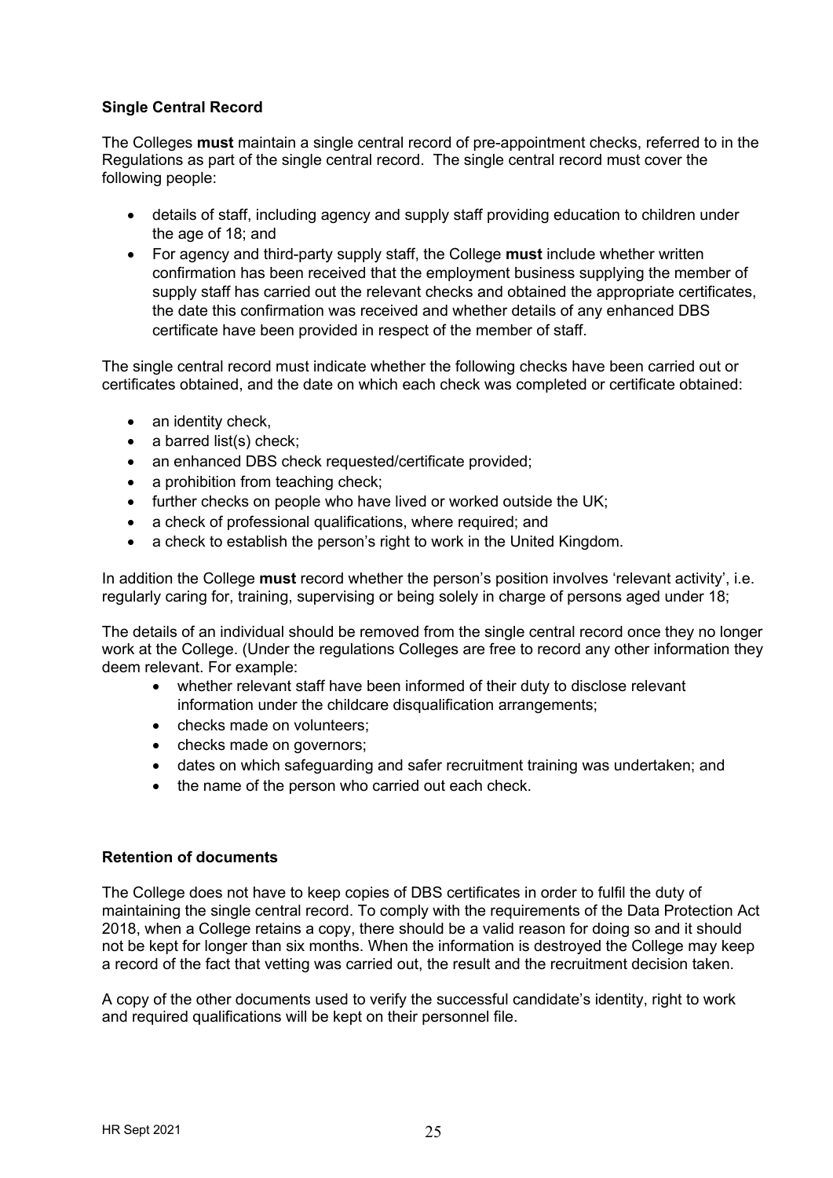**Single Central Record**

The Colleges **must** maintain a single central record of pre-appointment checks, referred to in the Regulations as part of the single central record. The single central record must cover the following people:

- details of staff, including agency and supply staff providing education to children under the age of 18; and
- For agency and third-party supply staff, the College **must** include whether written confirmation has been received that the employment business supplying the member of supply staff has carried out the relevant checks and obtained the appropriate certificates, the date this confirmation was received and whether details of any enhanced DBS certificate have been provided in respect of the member of staff.

The single central record must indicate whether the following checks have been carried out or certificates obtained, and the date on which each check was completed or certificate obtained:

- an identity check,
- a barred list(s) check;
- an enhanced DBS check requested/certificate provided;
- a prohibition from teaching check;
- further checks on people who have lived or worked outside the UK;
- a check of professional qualifications, where required; and
- a check to establish the person's right to work in the United Kingdom.

In addition the College **must** record whether the person's position involves 'relevant activity', i.e. regularly caring for, training, supervising or being solely in charge of persons aged under 18;

The details of an individual should be removed from the single central record once they no longer work at the College. (Under the regulations Colleges are free to record any other information they deem relevant. For example:

- whether relevant staff have been informed of their duty to disclose relevant information under the childcare disqualification arrangements;
- checks made on volunteers;
- checks made on governors;
- dates on which safeguarding and safer recruitment training was undertaken; and
- the name of the person who carried out each check.

**Retention of documents**

The College does not have to keep copies of DBS certificates in order to fulfil the duty of maintaining the single central record. To comply with the requirements of the Data Protection Act 2018, when a College retains a copy, there should be a valid reason for doing so and it should not be kept for longer than six months. When the information is destroyed the College may keep a record of the fact that vetting was carried out, the result and the recruitment decision taken.

A copy of the other documents used to verify the successful candidate's identity, right to work and required qualifications will be kept on their personnel file.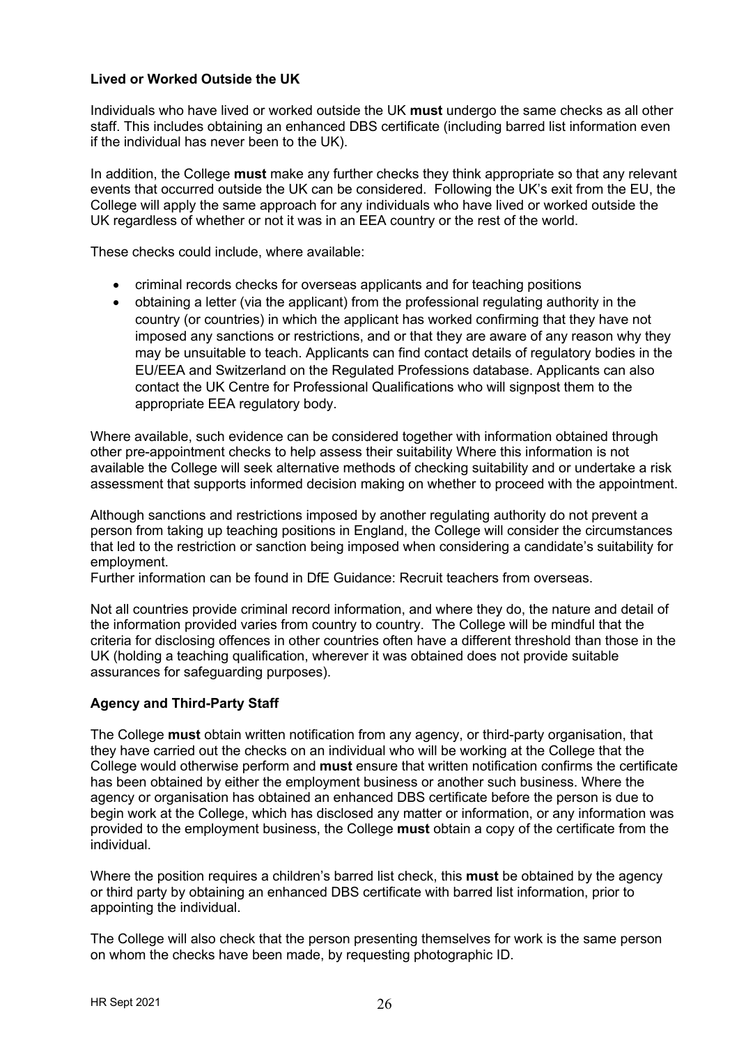**Lived or Worked Outside the UK**

Individuals who have lived or worked outside the UK **must** undergo the same checks as all other staff. This includes obtaining an enhanced DBS certificate (including barred list information even if the individual has never been to the UK).

In addition, the College **must** make any further checks they think appropriate so that any relevant events that occurred outside the UK can be considered. Following the UK's exit from the EU, the College will apply the same approach for any individuals who have lived or worked outside the UK regardless of whether or not it was in an EEA country or the rest of the world.

These checks could include, where available:

- criminal records checks for overseas applicants and for teaching positions
- obtaining a letter (via the applicant) from the professional regulating authority in the country (or countries) in which the applicant has worked confirming that they have not imposed any sanctions or restrictions, and or that they are aware of any reason why they may be unsuitable to teach. Applicants can find contact details of regulatory bodies in the EU/EEA and Switzerland on the Regulated Professions database. Applicants can also contact the UK Centre for Professional Qualifications who will signpost them to the appropriate EEA regulatory body.

Where available, such evidence can be considered together with information obtained through other pre-appointment checks to help assess their suitability Where this information is not available the College will seek alternative methods of checking suitability and or undertake a risk assessment that supports informed decision making on whether to proceed with the appointment.

Although sanctions and restrictions imposed by another regulating authority do not prevent a person from taking up teaching positions in England, the College will consider the circumstances that led to the restriction or sanction being imposed when considering a candidate's suitability for employment.
Further information can be found in DfE Guidance: Recruit teachers from overseas.

Not all countries provide criminal record information, and where they do, the nature and detail of the information provided varies from country to country. The College will be mindful that the criteria for disclosing offences in other countries often have a different threshold than those in the UK (holding a teaching qualification, wherever it was obtained does not provide suitable assurances for safeguarding purposes).

**Agency and Third-Party Staff**

The College **must** obtain written notification from any agency, or third-party organisation, that they have carried out the checks on an individual who will be working at the College that the College would otherwise perform and **must** ensure that written notification confirms the certificate has been obtained by either the employment business or another such business. Where the agency or organisation has obtained an enhanced DBS certificate before the person is due to begin work at the College, which has disclosed any matter or information, or any information was provided to the employment business, the College **must** obtain a copy of the certificate from the individual.

Where the position requires a children's barred list check, this **must** be obtained by the agency or third party by obtaining an enhanced DBS certificate with barred list information, prior to appointing the individual.

The College will also check that the person presenting themselves for work is the same person on whom the checks have been made, by requesting photographic ID.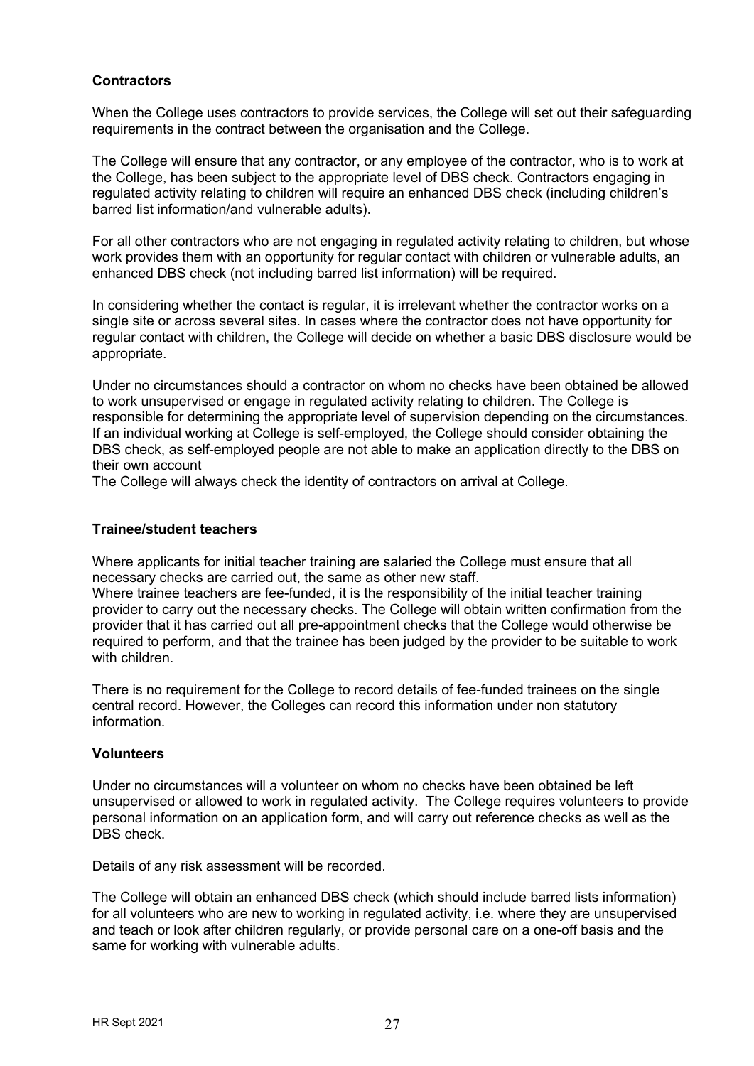**Contractors**

When the College uses contractors to provide services, the College will set out their safeguarding requirements in the contract between the organisation and the College.

The College will ensure that any contractor, or any employee of the contractor, who is to work at the College, has been subject to the appropriate level of DBS check. Contractors engaging in regulated activity relating to children will require an enhanced DBS check (including children's barred list information/and vulnerable adults).

For all other contractors who are not engaging in regulated activity relating to children, but whose work provides them with an opportunity for regular contact with children or vulnerable adults, an enhanced DBS check (not including barred list information) will be required.

In considering whether the contact is regular, it is irrelevant whether the contractor works on a single site or across several sites. In cases where the contractor does not have opportunity for regular contact with children, the College will decide on whether a basic DBS disclosure would be appropriate.

Under no circumstances should a contractor on whom no checks have been obtained be allowed to work unsupervised or engage in regulated activity relating to children. The College is responsible for determining the appropriate level of supervision depending on the circumstances. If an individual working at College is self-employed, the College should consider obtaining the DBS check, as self-employed people are not able to make an application directly to the DBS on their own account

The College will always check the identity of contractors on arrival at College.

**Trainee/student teachers**

Where applicants for initial teacher training are salaried the College must ensure that all necessary checks are carried out, the same as other new staff.

Where trainee teachers are fee-funded, it is the responsibility of the initial teacher training provider to carry out the necessary checks. The College will obtain written confirmation from the provider that it has carried out all pre-appointment checks that the College would otherwise be required to perform, and that the trainee has been judged by the provider to be suitable to work with children.

There is no requirement for the College to record details of fee-funded trainees on the single central record. However, the Colleges can record this information under non statutory information.

**Volunteers**

Under no circumstances will a volunteer on whom no checks have been obtained be left unsupervised or allowed to work in regulated activity. The College requires volunteers to provide personal information on an application form, and will carry out reference checks as well as the DBS check.

Details of any risk assessment will be recorded.

The College will obtain an enhanced DBS check (which should include barred lists information) for all volunteers who are new to working in regulated activity, i.e. where they are unsupervised and teach or look after children regularly, or provide personal care on a one-off basis and the same for working with vulnerable adults.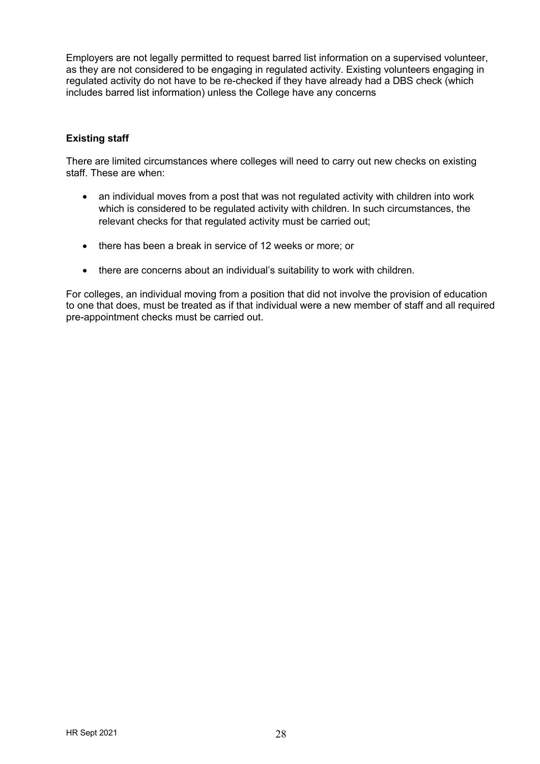Employers are not legally permitted to request barred list information on a supervised volunteer, as they are not considered to be engaging in regulated activity. Existing volunteers engaging in regulated activity do not have to be re-checked if they have already had a DBS check (which includes barred list information) unless the College have any concerns

**Existing staff**

There are limited circumstances where colleges will need to carry out new checks on existing staff. These are when:

- an individual moves from a post that was not regulated activity with children into work which is considered to be regulated activity with children. In such circumstances, the relevant checks for that regulated activity must be carried out;
- there has been a break in service of 12 weeks or more; or
- there are concerns about an individual's suitability to work with children.

For colleges, an individual moving from a position that did not involve the provision of education to one that does, must be treated as if that individual were a new member of staff and all required pre-appointment checks must be carried out.